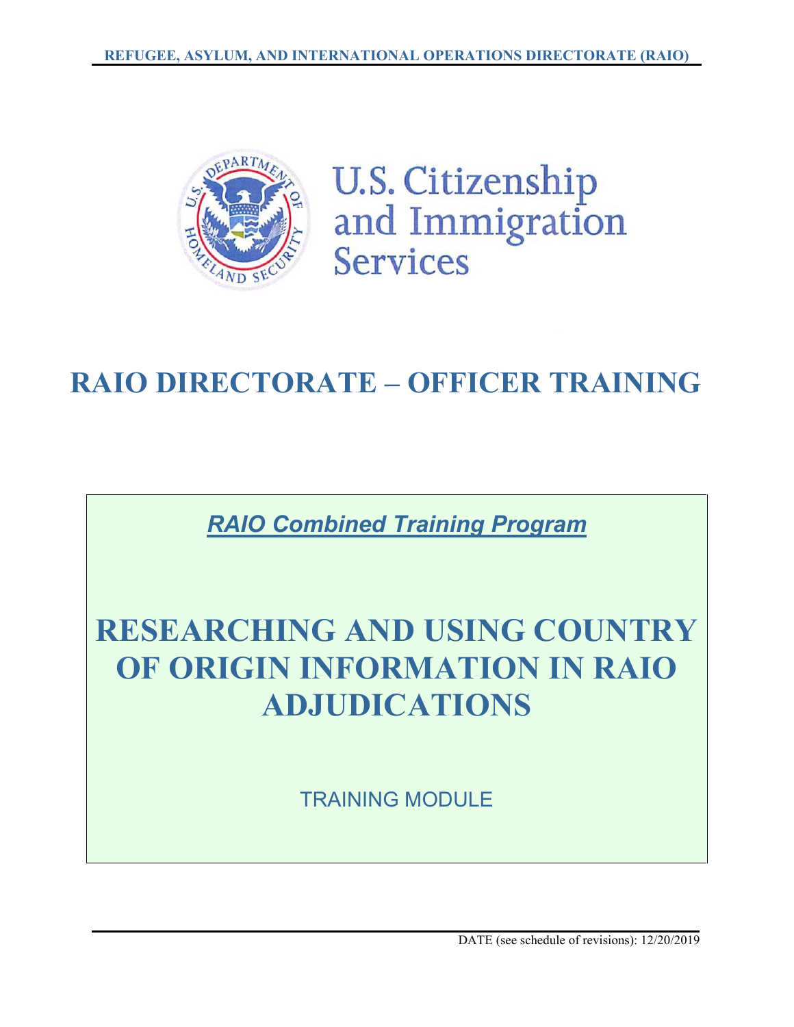REFUGEE, ASYLUM, AND INTERNATIONAL OPERATIONS DIRECTORATE (RAIO)

U.S. Citizenship and Immigration Services

# RAIO DIRECTORATE – OFFICER TRAINING

***RAIO Combined Training Program***

# RESEARCHING AND USING COUNTRY OF ORIGIN INFORMATION IN RAIO ADJUDICATIONS

TRAINING MODULE

DATE (see schedule of revisions): 12/20/2019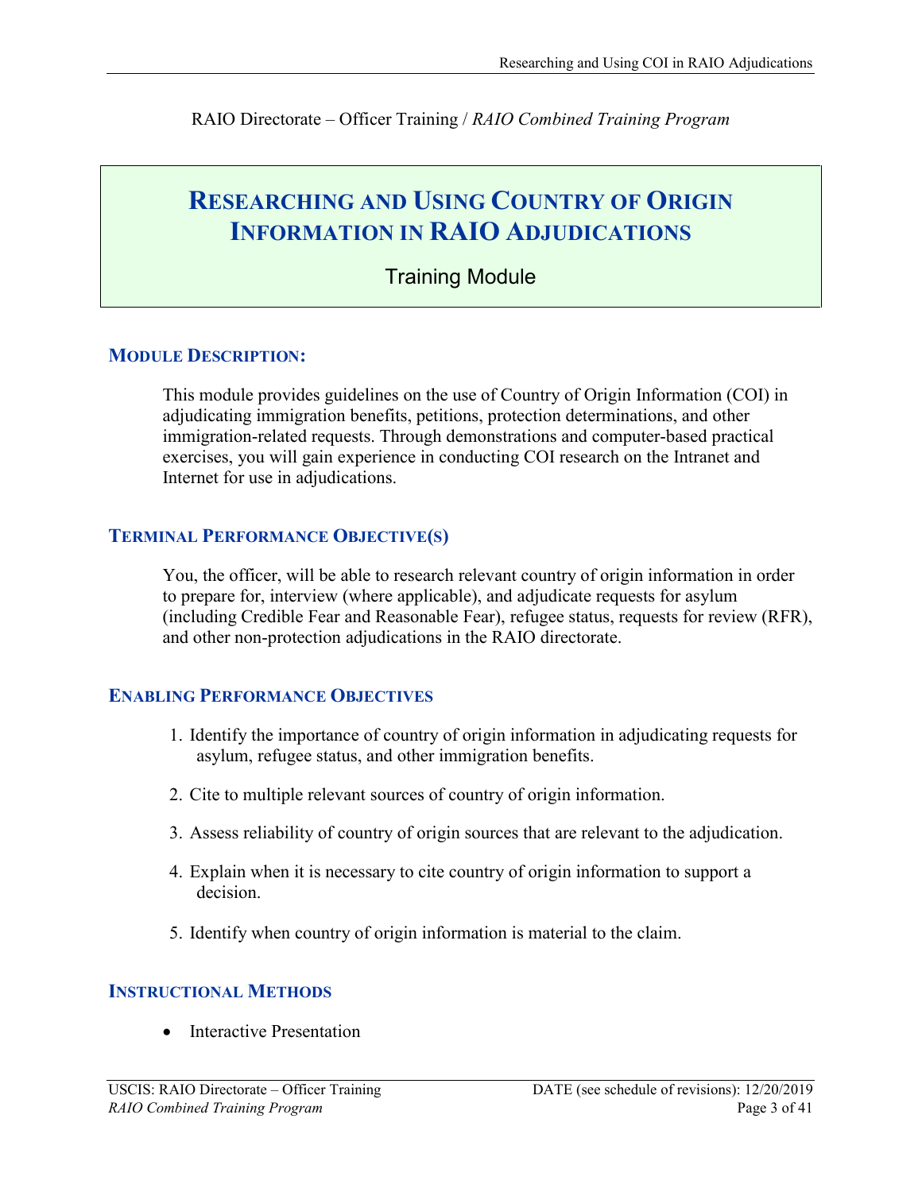RAIO Directorate – Officer Training / *RAIO Combined Training Program*

# RESEARCHING AND USING COUNTRY OF ORIGIN INFORMATION IN RAIO ADJUDICATIONS

Training Module

## MODULE DESCRIPTION:

This module provides guidelines on the use of Country of Origin Information (COI) in adjudicating immigration benefits, petitions, protection determinations, and other immigration-related requests. Through demonstrations and computer-based practical exercises, you will gain experience in conducting COI research on the Intranet and Internet for use in adjudications.

## TERMINAL PERFORMANCE OBJECTIVE(S)

You, the officer, will be able to research relevant country of origin information in order to prepare for, interview (where applicable), and adjudicate requests for asylum (including Credible Fear and Reasonable Fear), refugee status, requests for review (RFR), and other non-protection adjudications in the RAIO directorate.

## ENABLING PERFORMANCE OBJECTIVES

1. Identify the importance of country of origin information in adjudicating requests for asylum, refugee status, and other immigration benefits.
2. Cite to multiple relevant sources of country of origin information.
3. Assess reliability of country of origin sources that are relevant to the adjudication.
4. Explain when it is necessary to cite country of origin information to support a decision.
5. Identify when country of origin information is material to the claim.

## INSTRUCTIONAL METHODS

- Interactive Presentation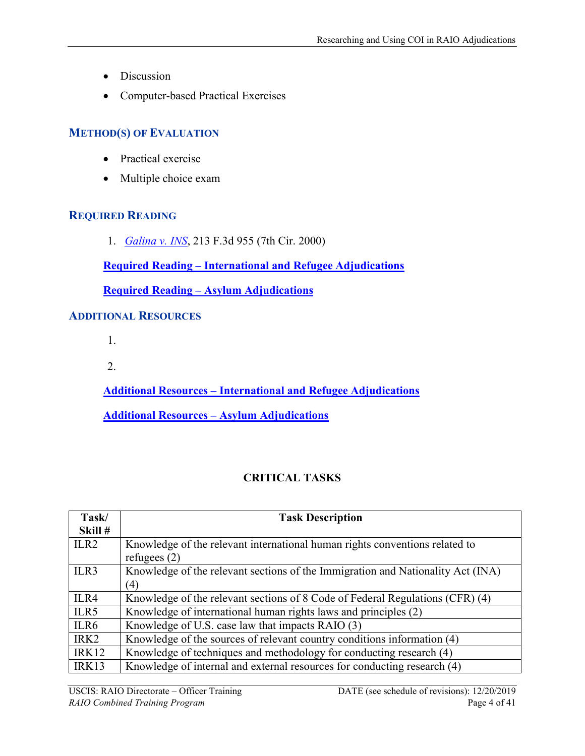- Discussion
- Computer-based Practical Exercises

## METHOD(S) OF EVALUATION

- Practical exercise
- Multiple choice exam

## REQUIRED READING

1. *Galina v. INS*, 213 F.3d 955 (7th Cir. 2000)

**Required Reading – International and Refugee Adjudications**

**Required Reading – Asylum Adjudications**

## ADDITIONAL RESOURCES

1. 

2. 

**Additional Resources – International and Refugee Adjudications**

**Additional Resources – Asylum Adjudications**

## CRITICAL TASKS

| Task/ Skill # | Task Description |
|---|---|
| ILR2 | Knowledge of the relevant international human rights conventions related to refugees (2) |
| ILR3 | Knowledge of the relevant sections of the Immigration and Nationality Act (INA) (4) |
| ILR4 | Knowledge of the relevant sections of 8 Code of Federal Regulations (CFR) (4) |
| ILR5 | Knowledge of international human rights laws and principles (2) |
| ILR6 | Knowledge of U.S. case law that impacts RAIO (3) |
| IRK2 | Knowledge of the sources of relevant country conditions information (4) |
| IRK12 | Knowledge of techniques and methodology for conducting research (4) |
| IRK13 | Knowledge of internal and external resources for conducting research (4) |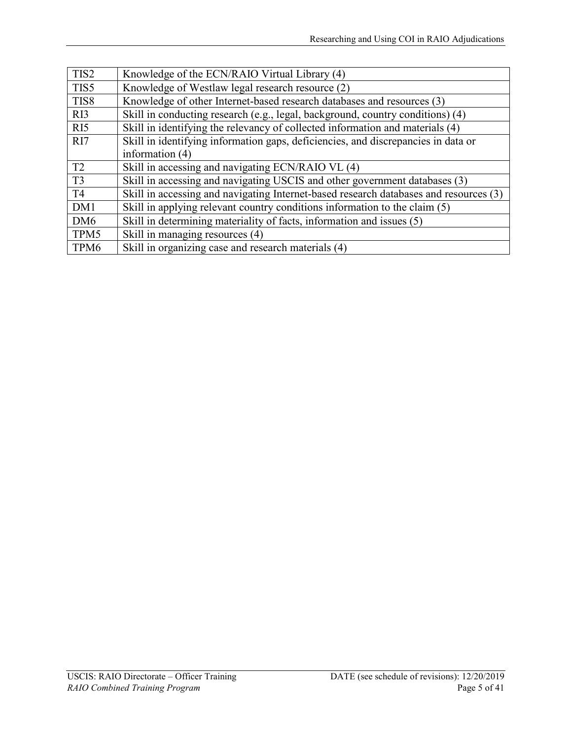| TIS2 | Knowledge of the ECN/RAIO Virtual Library (4) |
|---|---|
| TIS5 | Knowledge of Westlaw legal research resource (2) |
| TIS8 | Knowledge of other Internet-based research databases and resources (3) |
| RI3 | Skill in conducting research (e.g., legal, background, country conditions) (4) |
| RI5 | Skill in identifying the relevancy of collected information and materials (4) |
| RI7 | Skill in identifying information gaps, deficiencies, and discrepancies in data or information (4) |
| T2 | Skill in accessing and navigating ECN/RAIO VL (4) |
| T3 | Skill in accessing and navigating USCIS and other government databases (3) |
| T4 | Skill in accessing and navigating Internet-based research databases and resources (3) |
| DM1 | Skill in applying relevant country conditions information to the claim (5) |
| DM6 | Skill in determining materiality of facts, information and issues (5) |
| TPM5 | Skill in managing resources (4) |
| TPM6 | Skill in organizing case and research materials (4) |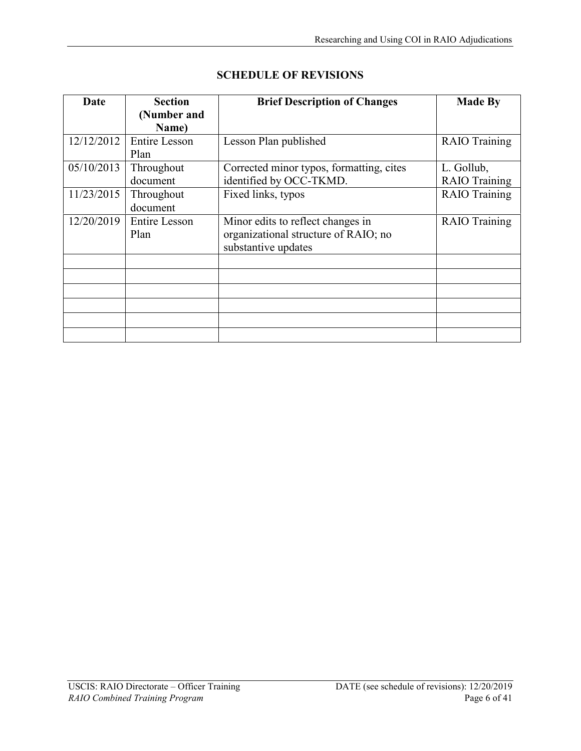## SCHEDULE OF REVISIONS

| Date | Section (Number and Name) | Brief Description of Changes | Made By |
|---|---|---|---|
| 12/12/2012 | Entire Lesson Plan | Lesson Plan published | RAIO Training |
| 05/10/2013 | Throughout document | Corrected minor typos, formatting, cites identified by OCC-TKMD. | L. Gollub, RAIO Training |
| 11/23/2015 | Throughout document | Fixed links, typos | RAIO Training |
| 12/20/2019 | Entire Lesson Plan | Minor edits to reflect changes in organizational structure of RAIO; no substantive updates | RAIO Training |
| | | | |
| | | | |
| | | | |
| | | | |
| | | | |
| | | | |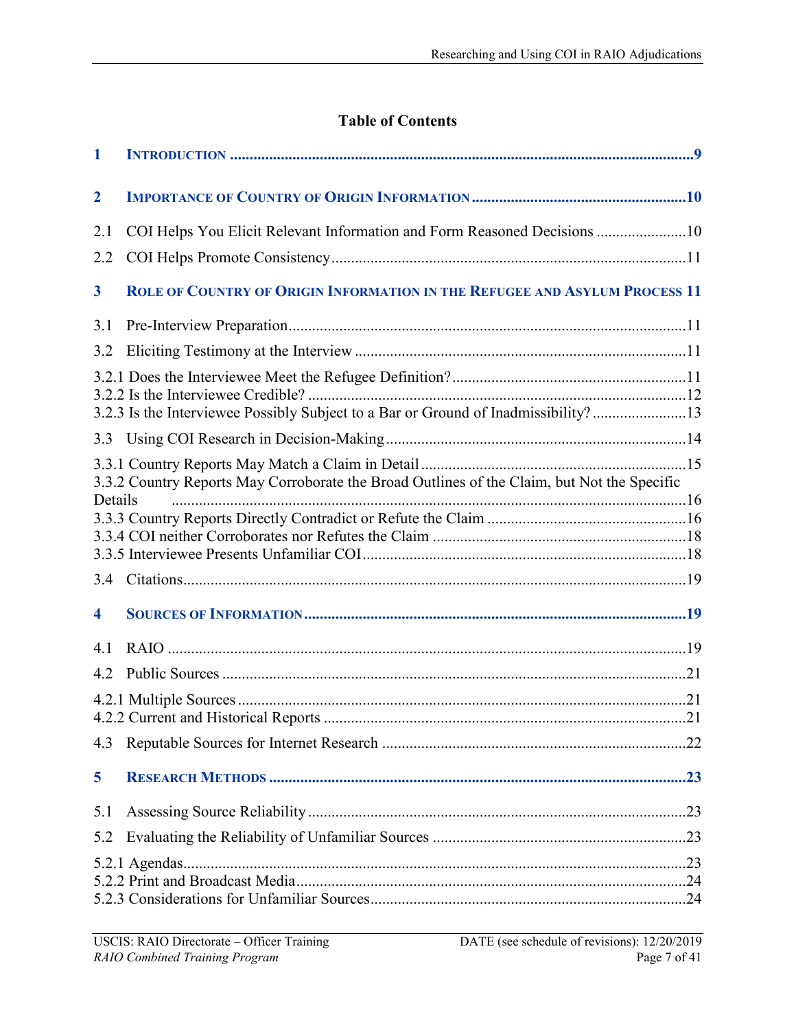**Table of Contents**

**1 INTRODUCTION .......................................................................................................................9**

**2 IMPORTANCE OF COUNTRY OF ORIGIN INFORMATION .......................................................10**

2.1 COI Helps You Elicit Relevant Information and Form Reasoned Decisions .......................10

2.2 COI Helps Promote Consistency..........................................................................................11

**3 ROLE OF COUNTRY OF ORIGIN INFORMATION IN THE REFUGEE AND ASYLUM PROCESS 11**

3.1 Pre-Interview Preparation.....................................................................................................11

3.2 Eliciting Testimony at the Interview ....................................................................................11

3.2.1 Does the Interviewee Meet the Refugee Definition?...........................................................11
3.2.2 Is the Interviewee Credible? ................................................................................................12
3.2.3 Is the Interviewee Possibly Subject to a Bar or Ground of Inadmissibility? ........................13

3.3 Using COI Research in Decision-Making ............................................................................14

3.3.1 Country Reports May Match a Claim in Detail ...................................................................15
3.3.2 Country Reports May Corroborate the Broad Outlines of the Claim, but Not the Specific Details ..................................................................................................................................16
3.3.3 Country Reports Directly Contradict or Refute the Claim ..................................................16
3.3.4 COI neither Corroborates nor Refutes the Claim ................................................................18
3.3.5 Interviewee Presents Unfamiliar COI..................................................................................18

3.4 Citations................................................................................................................................19

**4 SOURCES OF INFORMATION .................................................................................................19**

4.1 RAIO ....................................................................................................................................19

4.2 Public Sources .....................................................................................................................21

4.2.1 Multiple Sources .................................................................................................................21
4.2.2 Current and Historical Reports ............................................................................................21

4.3 Reputable Sources for Internet Research .............................................................................22

**5 RESEARCH METHODS ..........................................................................................................23**

5.1 Assessing Source Reliability ................................................................................................23

5.2 Evaluating the Reliability of Unfamiliar Sources ................................................................23

5.2.1 Agendas...............................................................................................................................23
5.2.2 Print and Broadcast Media...................................................................................................24
5.2.3 Considerations for Unfamiliar Sources................................................................................24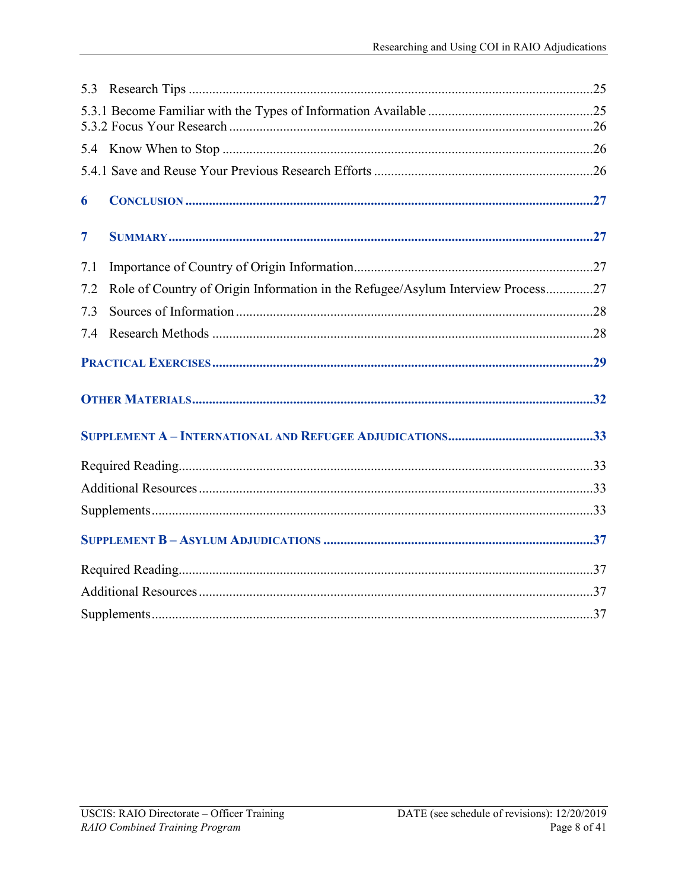5.3 Research Tips ....................................................................................................................25

5.3.1 Become Familiar with the Types of Information Available ................................................25
5.3.2 Focus Your Research ..........................................................................................................26

5.4 Know When to Stop ............................................................................................................26

5.4.1 Save and Reuse Your Previous Research Efforts ................................................................26

**6 CONCLUSION .......................................................................................................................27**

**7 SUMMARY ............................................................................................................................27**

7.1 Importance of Country of Origin Information......................................................................27

7.2 Role of Country of Origin Information in the Refugee/Asylum Interview Process.............27

7.3 Sources of Information .........................................................................................................28

7.4 Research Methods ................................................................................................................28

**PRACTICAL EXERCISES ................................................................................................................29**

**OTHER MATERIALS......................................................................................................................32**

**SUPPLEMENT A – INTERNATIONAL AND REFUGEE ADJUDICATIONS...........................................33**

Required Reading.........................................................................................................................33

Additional Resources ...................................................................................................................33

Supplements.................................................................................................................................33

**SUPPLEMENT B – ASYLUM ADJUDICATIONS ...............................................................................37**

Required Reading.........................................................................................................................37

Additional Resources ...................................................................................................................37

Supplements.................................................................................................................................37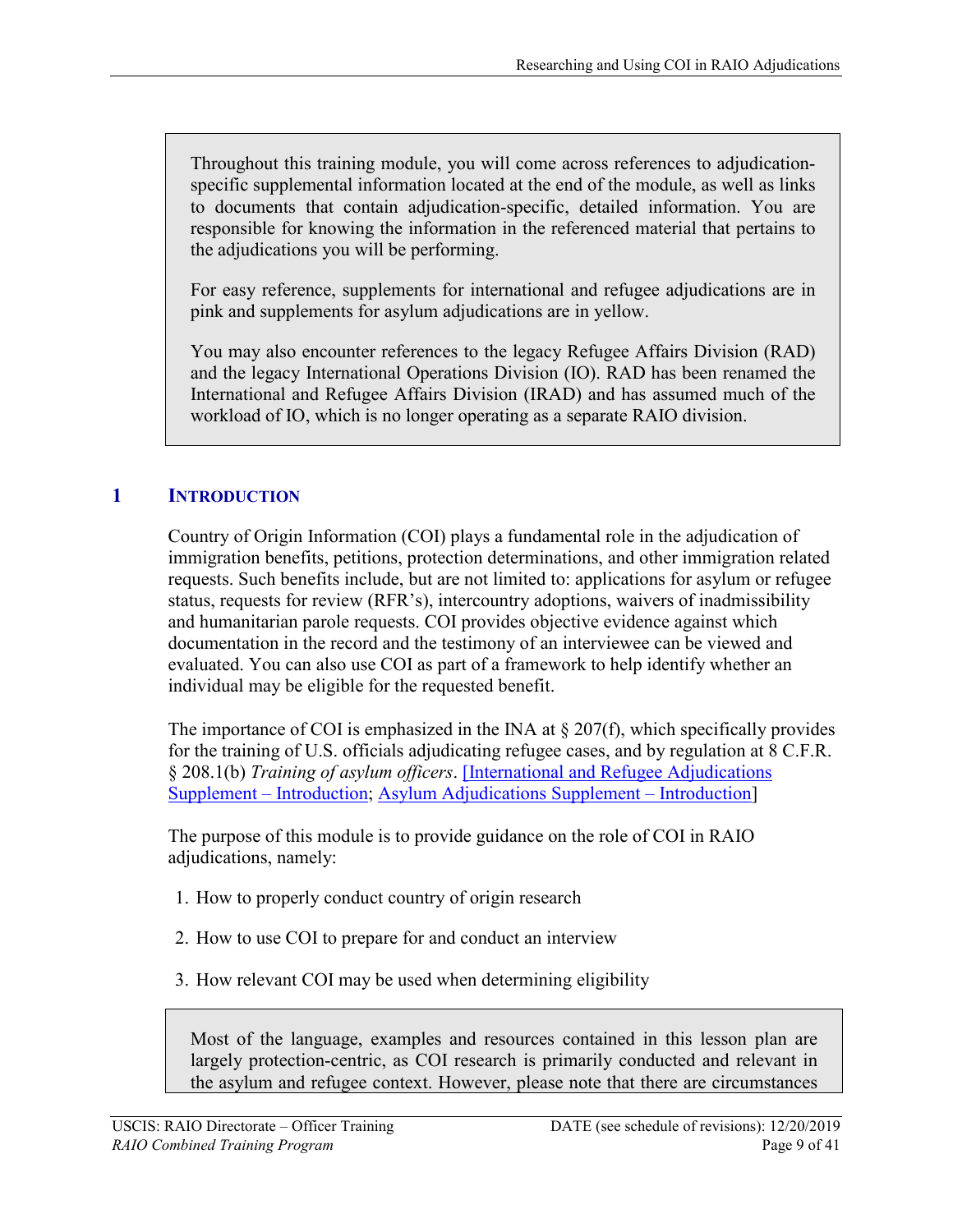> Throughout this training module, you will come across references to adjudication-specific supplemental information located at the end of the module, as well as links to documents that contain adjudication-specific, detailed information. You are responsible for knowing the information in the referenced material that pertains to the adjudications you will be performing.
>
> For easy reference, supplements for international and refugee adjudications are in pink and supplements for asylum adjudications are in yellow.
>
> You may also encounter references to the legacy Refugee Affairs Division (RAD) and the legacy International Operations Division (IO). RAD has been renamed the International and Refugee Affairs Division (IRAD) and has assumed much of the workload of IO, which is no longer operating as a separate RAIO division.

## 1 INTRODUCTION

Country of Origin Information (COI) plays a fundamental role in the adjudication of immigration benefits, petitions, protection determinations, and other immigration related requests. Such benefits include, but are not limited to: applications for asylum or refugee status, requests for review (RFR's), intercountry adoptions, waivers of inadmissibility and humanitarian parole requests. COI provides objective evidence against which documentation in the record and the testimony of an interviewee can be viewed and evaluated. You can also use COI as part of a framework to help identify whether an individual may be eligible for the requested benefit.

The importance of COI is emphasized in the INA at § 207(f), which specifically provides for the training of U.S. officials adjudicating refugee cases, and by regulation at 8 C.F.R. § 208.1(b) *Training of asylum officers*. [International and Refugee Adjudications Supplement – Introduction; Asylum Adjudications Supplement – Introduction]

The purpose of this module is to provide guidance on the role of COI in RAIO adjudications, namely:

1. How to properly conduct country of origin research
2. How to use COI to prepare for and conduct an interview
3. How relevant COI may be used when determining eligibility

> Most of the language, examples and resources contained in this lesson plan are largely protection-centric, as COI research is primarily conducted and relevant in the asylum and refugee context. However, please note that there are circumstances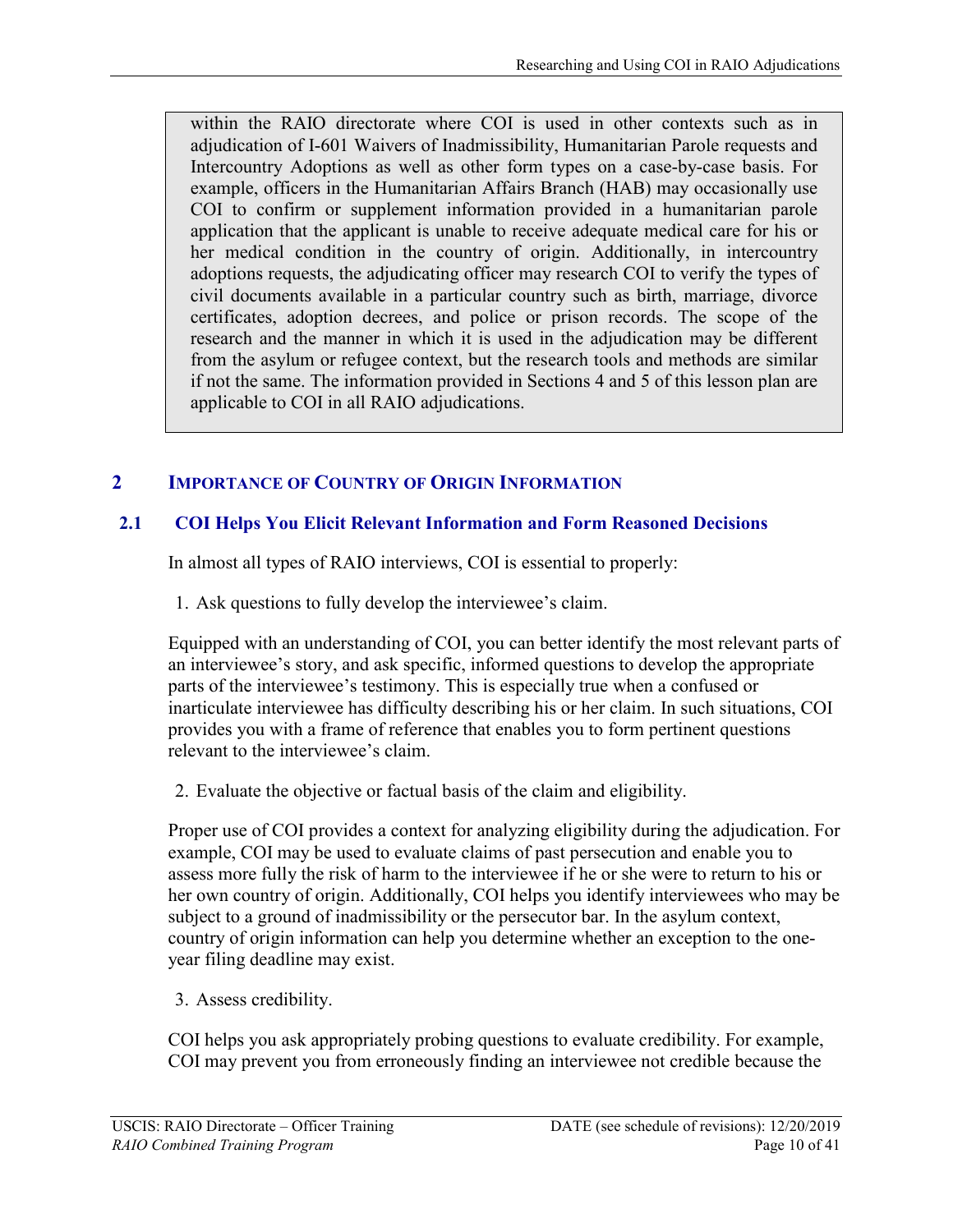> within the RAIO directorate where COI is used in other contexts such as in adjudication of I-601 Waivers of Inadmissibility, Humanitarian Parole requests and Intercountry Adoptions as well as other form types on a case-by-case basis. For example, officers in the Humanitarian Affairs Branch (HAB) may occasionally use COI to confirm or supplement information provided in a humanitarian parole application that the applicant is unable to receive adequate medical care for his or her medical condition in the country of origin. Additionally, in intercountry adoptions requests, the adjudicating officer may research COI to verify the types of civil documents available in a particular country such as birth, marriage, divorce certificates, adoption decrees, and police or prison records. The scope of the research and the manner in which it is used in the adjudication may be different from the asylum or refugee context, but the research tools and methods are similar if not the same. The information provided in Sections 4 and 5 of this lesson plan are applicable to COI in all RAIO adjudications.

## 2 Importance of Country of Origin Information

### 2.1 COI Helps You Elicit Relevant Information and Form Reasoned Decisions

In almost all types of RAIO interviews, COI is essential to properly:

1. Ask questions to fully develop the interviewee's claim.

Equipped with an understanding of COI, you can better identify the most relevant parts of an interviewee's story, and ask specific, informed questions to develop the appropriate parts of the interviewee's testimony. This is especially true when a confused or inarticulate interviewee has difficulty describing his or her claim. In such situations, COI provides you with a frame of reference that enables you to form pertinent questions relevant to the interviewee's claim.

2. Evaluate the objective or factual basis of the claim and eligibility.

Proper use of COI provides a context for analyzing eligibility during the adjudication. For example, COI may be used to evaluate claims of past persecution and enable you to assess more fully the risk of harm to the interviewee if he or she were to return to his or her own country of origin. Additionally, COI helps you identify interviewees who may be subject to a ground of inadmissibility or the persecutor bar. In the asylum context, country of origin information can help you determine whether an exception to the one-year filing deadline may exist.

3. Assess credibility.

COI helps you ask appropriately probing questions to evaluate credibility. For example, COI may prevent you from erroneously finding an interviewee not credible because the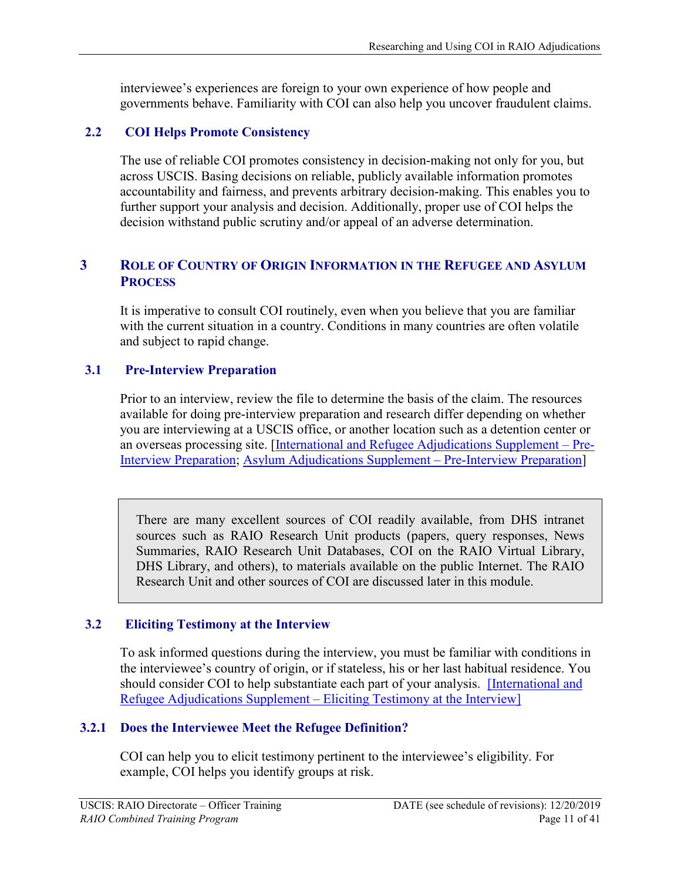interviewee's experiences are foreign to your own experience of how people and governments behave. Familiarity with COI can also help you uncover fraudulent claims.

### 2.2 COI Helps Promote Consistency

The use of reliable COI promotes consistency in decision-making not only for you, but across USCIS. Basing decisions on reliable, publicly available information promotes accountability and fairness, and prevents arbitrary decision-making. This enables you to further support your analysis and decision. Additionally, proper use of COI helps the decision withstand public scrutiny and/or appeal of an adverse determination.

## 3 Role of Country of Origin Information in the Refugee and Asylum Process

It is imperative to consult COI routinely, even when you believe that you are familiar with the current situation in a country. Conditions in many countries are often volatile and subject to rapid change.

### 3.1 Pre-Interview Preparation

Prior to an interview, review the file to determine the basis of the claim. The resources available for doing pre-interview preparation and research differ depending on whether you are interviewing at a USCIS office, or another location such as a detention center or an overseas processing site. [International and Refugee Adjudications Supplement – Pre-Interview Preparation; Asylum Adjudications Supplement – Pre-Interview Preparation]

> There are many excellent sources of COI readily available, from DHS intranet sources such as RAIO Research Unit products (papers, query responses, News Summaries, RAIO Research Unit Databases, COI on the RAIO Virtual Library, DHS Library, and others), to materials available on the public Internet. The RAIO Research Unit and other sources of COI are discussed later in this module.

### 3.2 Eliciting Testimony at the Interview

To ask informed questions during the interview, you must be familiar with conditions in the interviewee's country of origin, or if stateless, his or her last habitual residence. You should consider COI to help substantiate each part of your analysis. [International and Refugee Adjudications Supplement – Eliciting Testimony at the Interview]

#### 3.2.1 Does the Interviewee Meet the Refugee Definition?

COI can help you to elicit testimony pertinent to the interviewee's eligibility. For example, COI helps you identify groups at risk.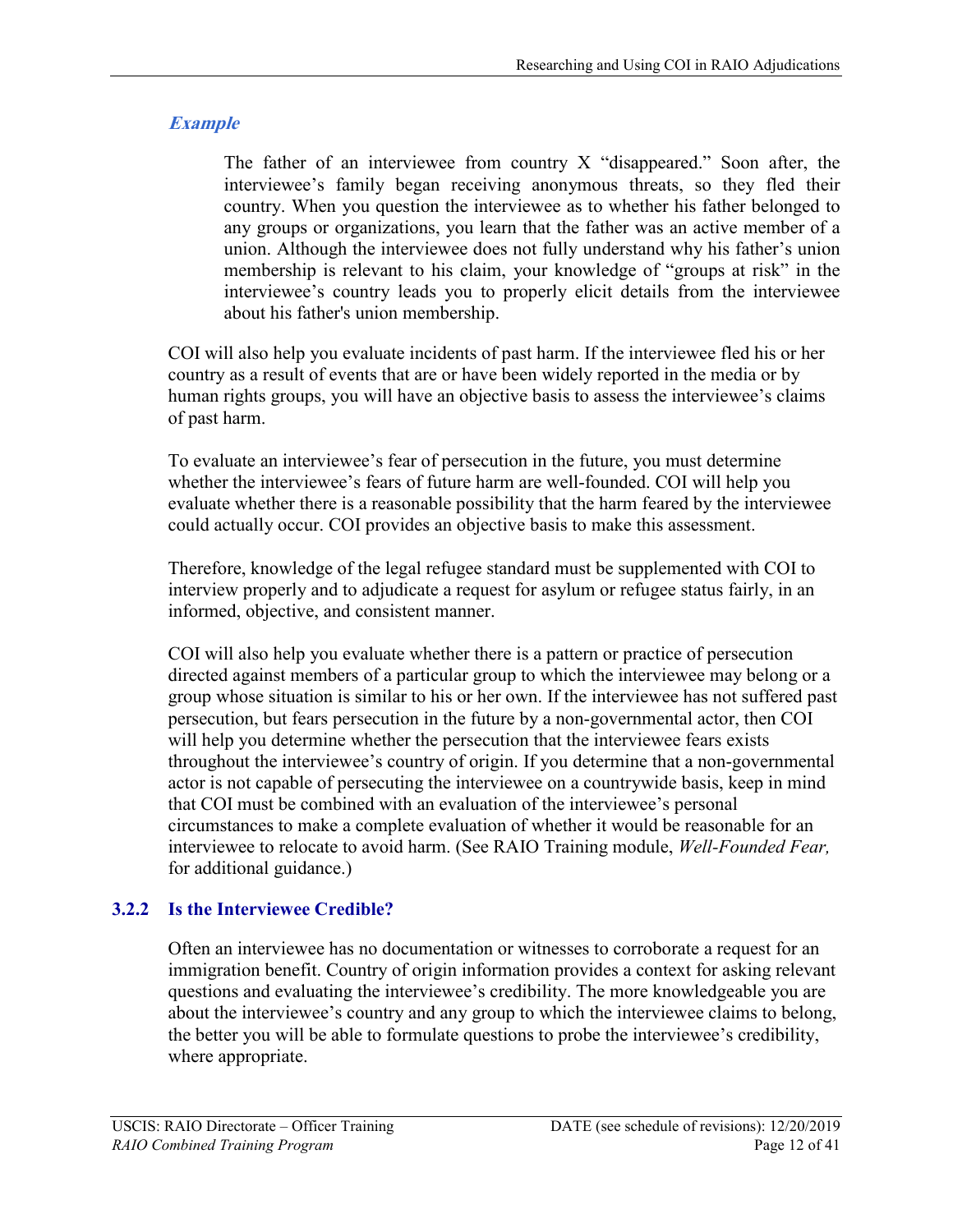*Example*

> The father of an interviewee from country X "disappeared." Soon after, the interviewee's family began receiving anonymous threats, so they fled their country. When you question the interviewee as to whether his father belonged to any groups or organizations, you learn that the father was an active member of a union. Although the interviewee does not fully understand why his father's union membership is relevant to his claim, your knowledge of "groups at risk" in the interviewee's country leads you to properly elicit details from the interviewee about his father's union membership.

COI will also help you evaluate incidents of past harm. If the interviewee fled his or her country as a result of events that are or have been widely reported in the media or by human rights groups, you will have an objective basis to assess the interviewee's claims of past harm.

To evaluate an interviewee's fear of persecution in the future, you must determine whether the interviewee's fears of future harm are well-founded. COI will help you evaluate whether there is a reasonable possibility that the harm feared by the interviewee could actually occur. COI provides an objective basis to make this assessment.

Therefore, knowledge of the legal refugee standard must be supplemented with COI to interview properly and to adjudicate a request for asylum or refugee status fairly, in an informed, objective, and consistent manner.

COI will also help you evaluate whether there is a pattern or practice of persecution directed against members of a particular group to which the interviewee may belong or a group whose situation is similar to his or her own. If the interviewee has not suffered past persecution, but fears persecution in the future by a non-governmental actor, then COI will help you determine whether the persecution that the interviewee fears exists throughout the interviewee's country of origin. If you determine that a non-governmental actor is not capable of persecuting the interviewee on a countrywide basis, keep in mind that COI must be combined with an evaluation of the interviewee's personal circumstances to make a complete evaluation of whether it would be reasonable for an interviewee to relocate to avoid harm. (See RAIO Training module, *Well-Founded Fear,* for additional guidance.)

### 3.2.2 Is the Interviewee Credible?

Often an interviewee has no documentation or witnesses to corroborate a request for an immigration benefit. Country of origin information provides a context for asking relevant questions and evaluating the interviewee's credibility. The more knowledgeable you are about the interviewee's country and any group to which the interviewee claims to belong, the better you will be able to formulate questions to probe the interviewee's credibility, where appropriate.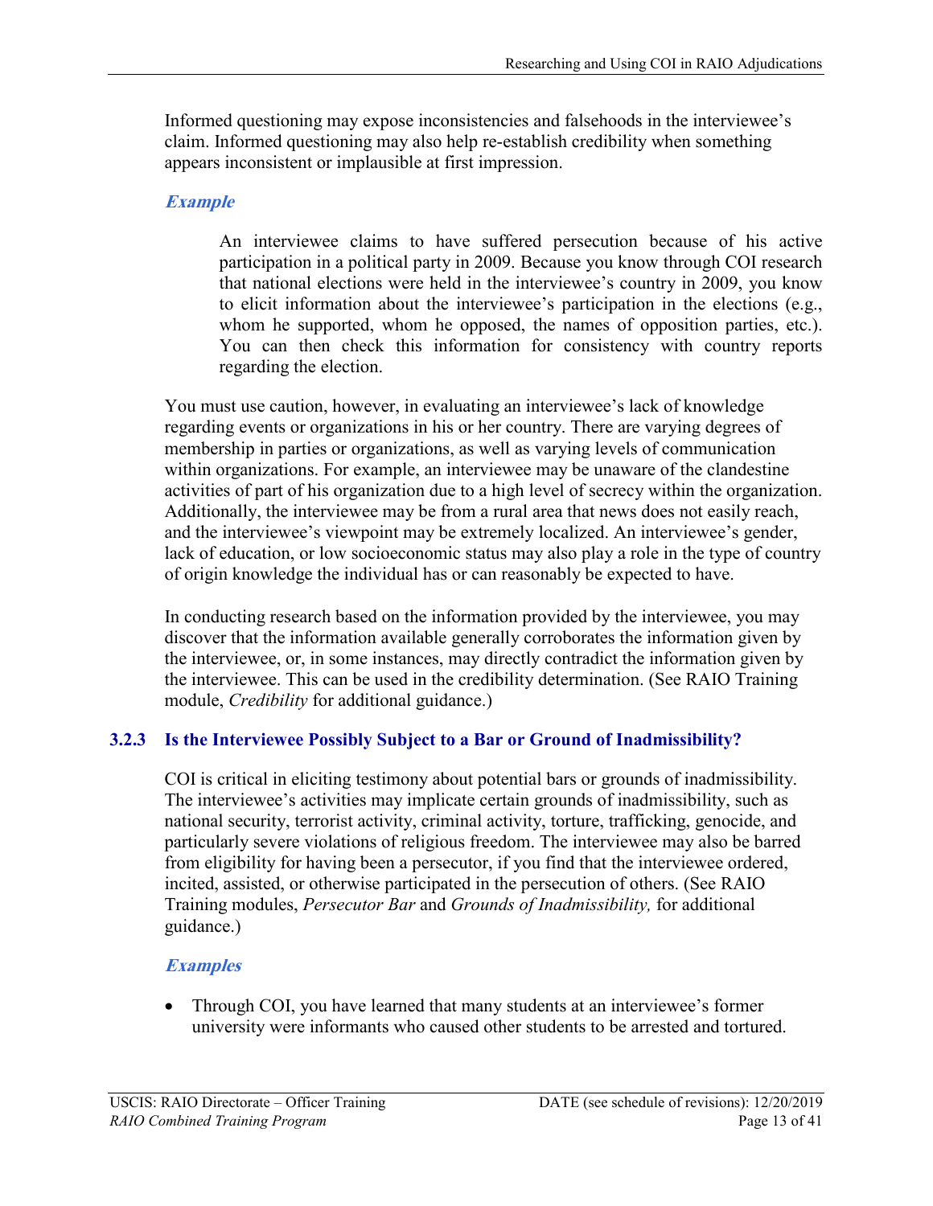Informed questioning may expose inconsistencies and falsehoods in the interviewee's claim. Informed questioning may also help re-establish credibility when something appears inconsistent or implausible at first impression.

***Example***

> An interviewee claims to have suffered persecution because of his active participation in a political party in 2009. Because you know through COI research that national elections were held in the interviewee's country in 2009, you know to elicit information about the interviewee's participation in the elections (e.g., whom he supported, whom he opposed, the names of opposition parties, etc.). You can then check this information for consistency with country reports regarding the election.

You must use caution, however, in evaluating an interviewee's lack of knowledge regarding events or organizations in his or her country. There are varying degrees of membership in parties or organizations, as well as varying levels of communication within organizations. For example, an interviewee may be unaware of the clandestine activities of part of his organization due to a high level of secrecy within the organization. Additionally, the interviewee may be from a rural area that news does not easily reach, and the interviewee's viewpoint may be extremely localized. An interviewee's gender, lack of education, or low socioeconomic status may also play a role in the type of country of origin knowledge the individual has or can reasonably be expected to have.

In conducting research based on the information provided by the interviewee, you may discover that the information available generally corroborates the information given by the interviewee, or, in some instances, may directly contradict the information given by the interviewee. This can be used in the credibility determination. (See RAIO Training module, *Credibility* for additional guidance.)

### 3.2.3 Is the Interviewee Possibly Subject to a Bar or Ground of Inadmissibility?

COI is critical in eliciting testimony about potential bars or grounds of inadmissibility. The interviewee's activities may implicate certain grounds of inadmissibility, such as national security, terrorist activity, criminal activity, torture, trafficking, genocide, and particularly severe violations of religious freedom. The interviewee may also be barred from eligibility for having been a persecutor, if you find that the interviewee ordered, incited, assisted, or otherwise participated in the persecution of others. (See RAIO Training modules, *Persecutor Bar* and *Grounds of Inadmissibility,* for additional guidance.)

***Examples***

- Through COI, you have learned that many students at an interviewee's former university were informants who caused other students to be arrested and tortured.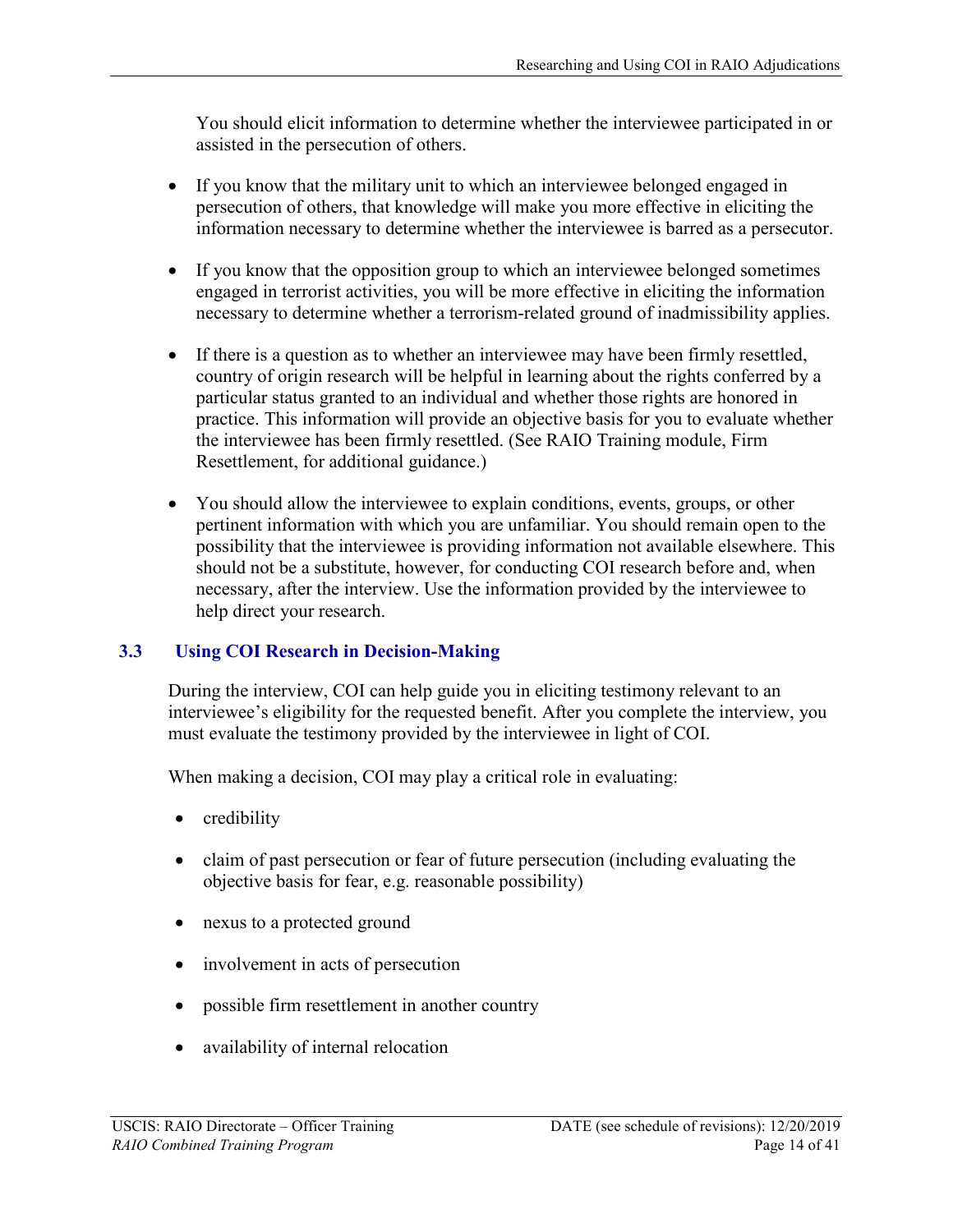You should elicit information to determine whether the interviewee participated in or assisted in the persecution of others.

- If you know that the military unit to which an interviewee belonged engaged in persecution of others, that knowledge will make you more effective in eliciting the information necessary to determine whether the interviewee is barred as a persecutor.

- If you know that the opposition group to which an interviewee belonged sometimes engaged in terrorist activities, you will be more effective in eliciting the information necessary to determine whether a terrorism-related ground of inadmissibility applies.

- If there is a question as to whether an interviewee may have been firmly resettled, country of origin research will be helpful in learning about the rights conferred by a particular status granted to an individual and whether those rights are honored in practice. This information will provide an objective basis for you to evaluate whether the interviewee has been firmly resettled. (See RAIO Training module, Firm Resettlement, for additional guidance.)

- You should allow the interviewee to explain conditions, events, groups, or other pertinent information with which you are unfamiliar. You should remain open to the possibility that the interviewee is providing information not available elsewhere. This should not be a substitute, however, for conducting COI research before and, when necessary, after the interview. Use the information provided by the interviewee to help direct your research.

### 3.3 Using COI Research in Decision-Making

During the interview, COI can help guide you in eliciting testimony relevant to an interviewee's eligibility for the requested benefit. After you complete the interview, you must evaluate the testimony provided by the interviewee in light of COI.

When making a decision, COI may play a critical role in evaluating:

- credibility

- claim of past persecution or fear of future persecution (including evaluating the objective basis for fear, e.g. reasonable possibility)

- nexus to a protected ground

- involvement in acts of persecution

- possible firm resettlement in another country

- availability of internal relocation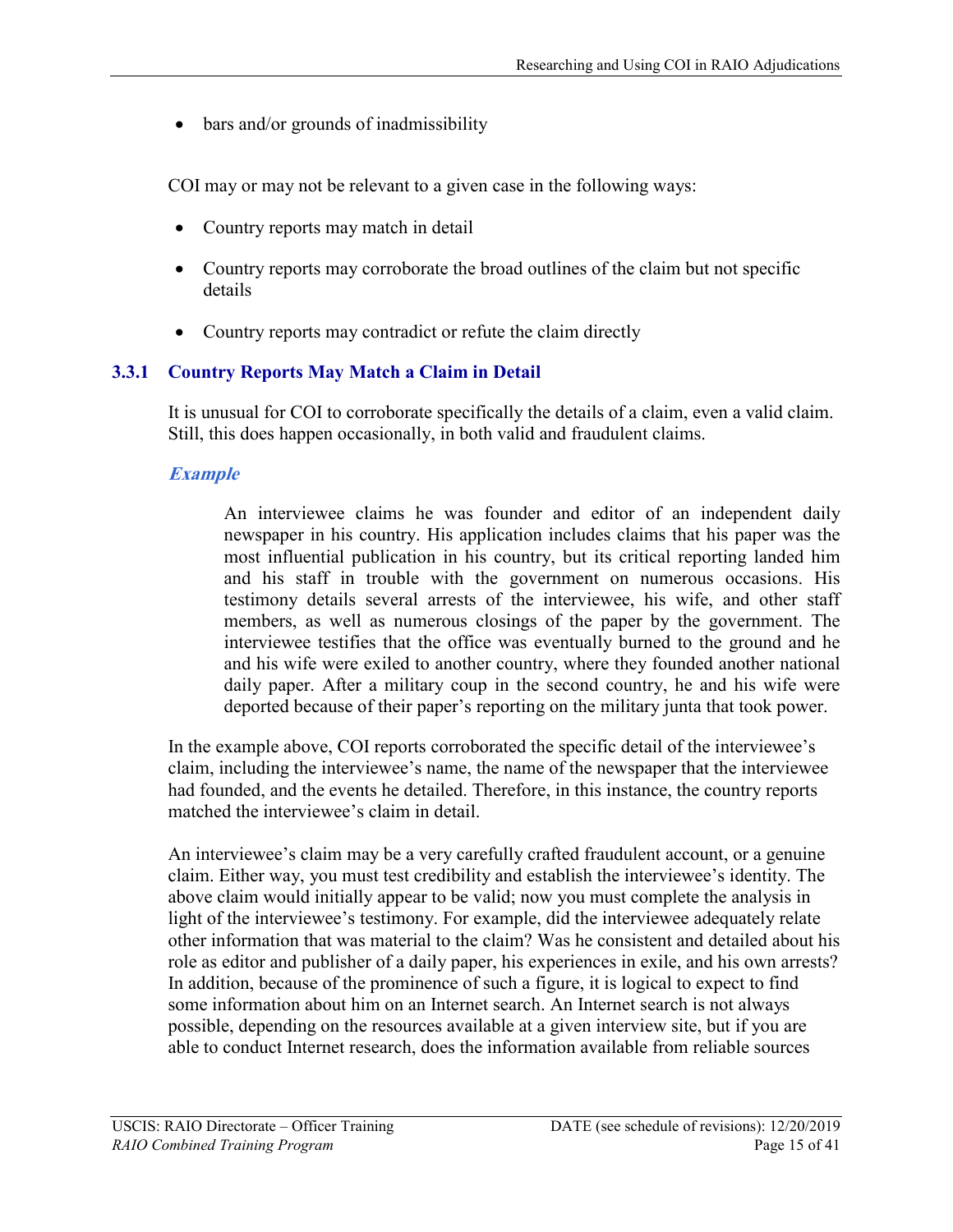- bars and/or grounds of inadmissibility

COI may or may not be relevant to a given case in the following ways:

- Country reports may match in detail
- Country reports may corroborate the broad outlines of the claim but not specific details
- Country reports may contradict or refute the claim directly

### 3.3.1 Country Reports May Match a Claim in Detail

It is unusual for COI to corroborate specifically the details of a claim, even a valid claim. Still, this does happen occasionally, in both valid and fraudulent claims.

***Example***

> An interviewee claims he was founder and editor of an independent daily newspaper in his country. His application includes claims that his paper was the most influential publication in his country, but its critical reporting landed him and his staff in trouble with the government on numerous occasions. His testimony details several arrests of the interviewee, his wife, and other staff members, as well as numerous closings of the paper by the government. The interviewee testifies that the office was eventually burned to the ground and he and his wife were exiled to another country, where they founded another national daily paper. After a military coup in the second country, he and his wife were deported because of their paper's reporting on the military junta that took power.

In the example above, COI reports corroborated the specific detail of the interviewee's claim, including the interviewee's name, the name of the newspaper that the interviewee had founded, and the events he detailed. Therefore, in this instance, the country reports matched the interviewee's claim in detail.

An interviewee's claim may be a very carefully crafted fraudulent account, or a genuine claim. Either way, you must test credibility and establish the interviewee's identity. The above claim would initially appear to be valid; now you must complete the analysis in light of the interviewee's testimony. For example, did the interviewee adequately relate other information that was material to the claim? Was he consistent and detailed about his role as editor and publisher of a daily paper, his experiences in exile, and his own arrests? In addition, because of the prominence of such a figure, it is logical to expect to find some information about him on an Internet search. An Internet search is not always possible, depending on the resources available at a given interview site, but if you are able to conduct Internet research, does the information available from reliable sources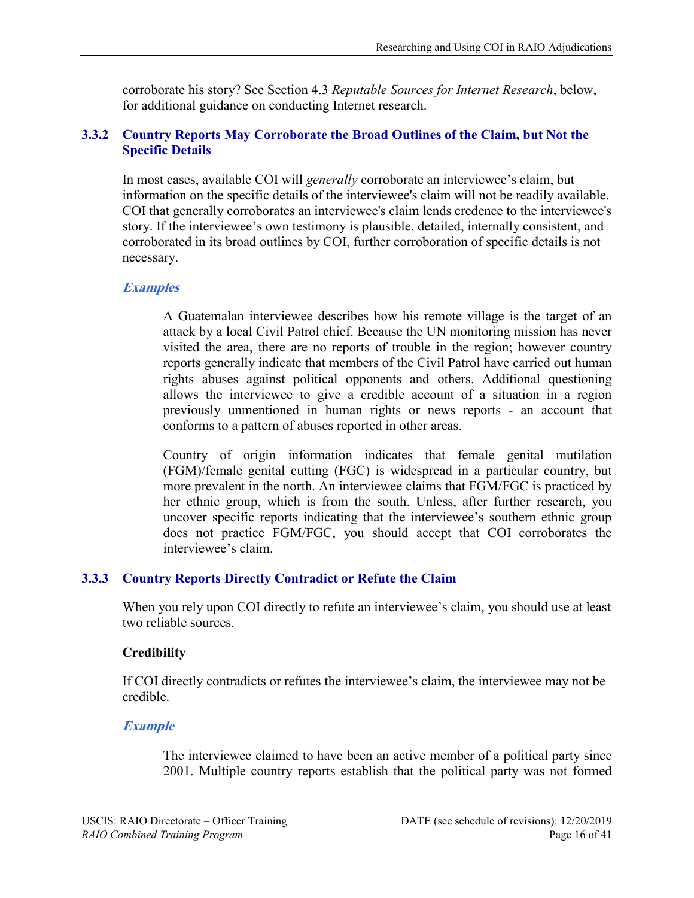corroborate his story? See Section 4.3 *Reputable Sources for Internet Research*, below, for additional guidance on conducting Internet research.

### 3.3.2 Country Reports May Corroborate the Broad Outlines of the Claim, but Not the Specific Details

In most cases, available COI will *generally* corroborate an interviewee's claim, but information on the specific details of the interviewee's claim will not be readily available. COI that generally corroborates an interviewee's claim lends credence to the interviewee's story. If the interviewee's own testimony is plausible, detailed, internally consistent, and corroborated in its broad outlines by COI, further corroboration of specific details is not necessary.

***Examples***

> A Guatemalan interviewee describes how his remote village is the target of an attack by a local Civil Patrol chief. Because the UN monitoring mission has never visited the area, there are no reports of trouble in the region; however country reports generally indicate that members of the Civil Patrol have carried out human rights abuses against political opponents and others. Additional questioning allows the interviewee to give a credible account of a situation in a region previously unmentioned in human rights or news reports - an account that conforms to a pattern of abuses reported in other areas.
>
> Country of origin information indicates that female genital mutilation (FGM)/female genital cutting (FGC) is widespread in a particular country, but more prevalent in the north. An interviewee claims that FGM/FGC is practiced by her ethnic group, which is from the south. Unless, after further research, you uncover specific reports indicating that the interviewee's southern ethnic group does not practice FGM/FGC, you should accept that COI corroborates the interviewee's claim.

### 3.3.3 Country Reports Directly Contradict or Refute the Claim

When you rely upon COI directly to refute an interviewee's claim, you should use at least two reliable sources.

**Credibility**

If COI directly contradicts or refutes the interviewee's claim, the interviewee may not be credible.

***Example***

> The interviewee claimed to have been an active member of a political party since 2001. Multiple country reports establish that the political party was not formed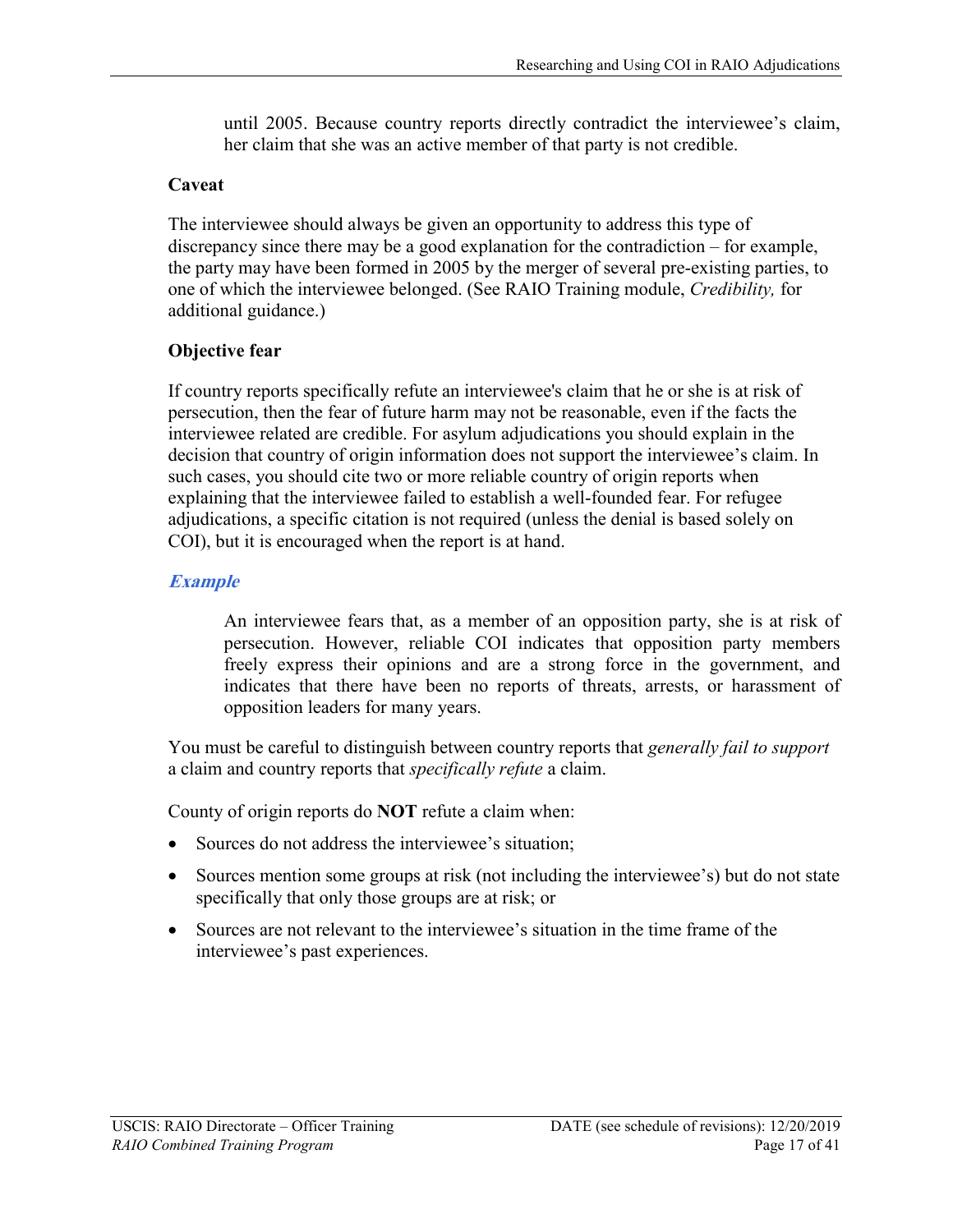until 2005. Because country reports directly contradict the interviewee's claim, her claim that she was an active member of that party is not credible.

**Caveat**

The interviewee should always be given an opportunity to address this type of discrepancy since there may be a good explanation for the contradiction – for example, the party may have been formed in 2005 by the merger of several pre-existing parties, to one of which the interviewee belonged. (See RAIO Training module, *Credibility,* for additional guidance.)

**Objective fear**

If country reports specifically refute an interviewee's claim that he or she is at risk of persecution, then the fear of future harm may not be reasonable, even if the facts the interviewee related are credible. For asylum adjudications you should explain in the decision that country of origin information does not support the interviewee's claim. In such cases, you should cite two or more reliable country of origin reports when explaining that the interviewee failed to establish a well-founded fear. For refugee adjudications, a specific citation is not required (unless the denial is based solely on COI), but it is encouraged when the report is at hand.

***Example***

> An interviewee fears that, as a member of an opposition party, she is at risk of persecution. However, reliable COI indicates that opposition party members freely express their opinions and are a strong force in the government, and indicates that there have been no reports of threats, arrests, or harassment of opposition leaders for many years.

You must be careful to distinguish between country reports that *generally fail to support* a claim and country reports that *specifically refute* a claim.

County of origin reports do **NOT** refute a claim when:

- Sources do not address the interviewee's situation;
- Sources mention some groups at risk (not including the interviewee's) but do not state specifically that only those groups are at risk; or
- Sources are not relevant to the interviewee's situation in the time frame of the interviewee's past experiences.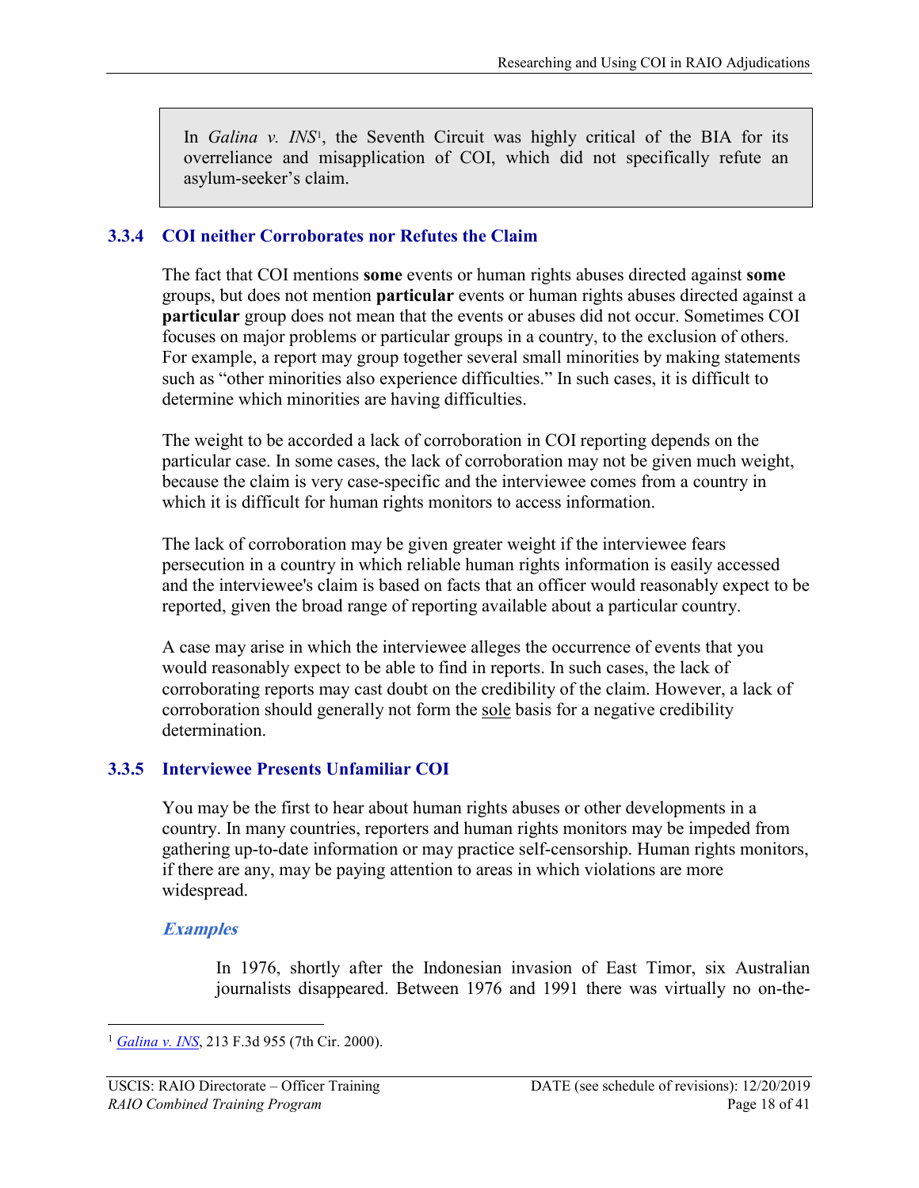> In *Galina v. INS*[1], the Seventh Circuit was highly critical of the BIA for its overreliance and misapplication of COI, which did not specifically refute an asylum-seeker's claim.

### 3.3.4 COI neither Corroborates nor Refutes the Claim

The fact that COI mentions **some** events or human rights abuses directed against **some** groups, but does not mention **particular** events or human rights abuses directed against a **particular** group does not mean that the events or abuses did not occur. Sometimes COI focuses on major problems or particular groups in a country, to the exclusion of others. For example, a report may group together several small minorities by making statements such as "other minorities also experience difficulties." In such cases, it is difficult to determine which minorities are having difficulties.

The weight to be accorded a lack of corroboration in COI reporting depends on the particular case. In some cases, the lack of corroboration may not be given much weight, because the claim is very case-specific and the interviewee comes from a country in which it is difficult for human rights monitors to access information.

The lack of corroboration may be given greater weight if the interviewee fears persecution in a country in which reliable human rights information is easily accessed and the interviewee's claim is based on facts that an officer would reasonably expect to be reported, given the broad range of reporting available about a particular country.

A case may arise in which the interviewee alleges the occurrence of events that you would reasonably expect to be able to find in reports. In such cases, the lack of corroborating reports may cast doubt on the credibility of the claim. However, a lack of corroboration should generally not form the <u>sole</u> basis for a negative credibility determination.

### 3.3.5 Interviewee Presents Unfamiliar COI

You may be the first to hear about human rights abuses or other developments in a country. In many countries, reporters and human rights monitors may be impeded from gathering up-to-date information or may practice self-censorship. Human rights monitors, if there are any, may be paying attention to areas in which violations are more widespread.

#### *Examples*

In 1976, shortly after the Indonesian invasion of East Timor, six Australian journalists disappeared. Between 1976 and 1991 there was virtually no on-the-

---

[1] *Galina v. INS*, 213 F.3d 955 (7th Cir. 2000).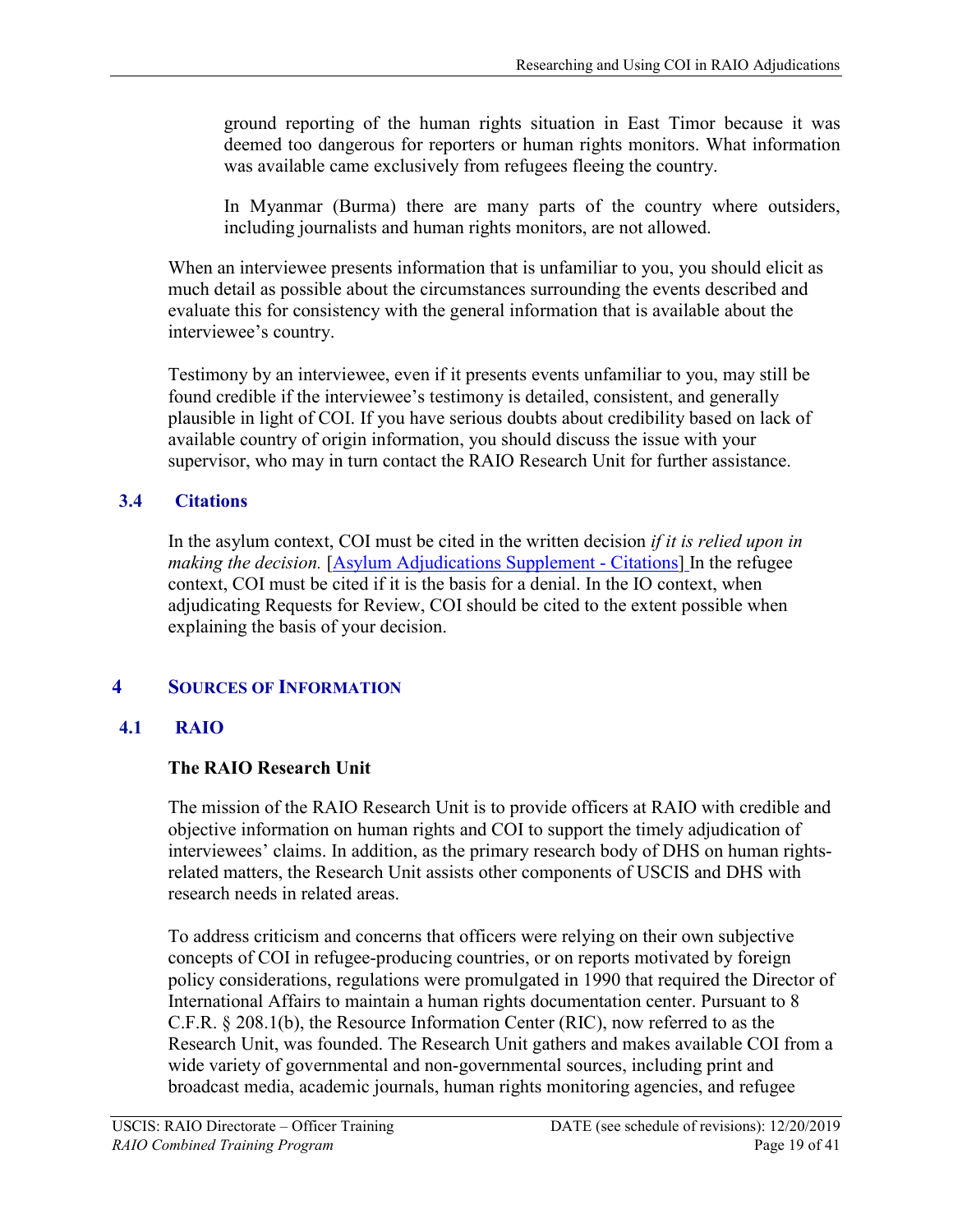ground reporting of the human rights situation in East Timor because it was deemed too dangerous for reporters or human rights monitors. What information was available came exclusively from refugees fleeing the country.

In Myanmar (Burma) there are many parts of the country where outsiders, including journalists and human rights monitors, are not allowed.

When an interviewee presents information that is unfamiliar to you, you should elicit as much detail as possible about the circumstances surrounding the events described and evaluate this for consistency with the general information that is available about the interviewee's country.

Testimony by an interviewee, even if it presents events unfamiliar to you, may still be found credible if the interviewee's testimony is detailed, consistent, and generally plausible in light of COI. If you have serious doubts about credibility based on lack of available country of origin information, you should discuss the issue with your supervisor, who may in turn contact the RAIO Research Unit for further assistance.

### 3.4 Citations

In the asylum context, COI must be cited in the written decision *if it is relied upon in making the decision.* [Asylum Adjudications Supplement - Citations] In the refugee context, COI must be cited if it is the basis for a denial. In the IO context, when adjudicating Requests for Review, COI should be cited to the extent possible when explaining the basis of your decision.

## 4 Sources of Information

### 4.1 RAIO

**The RAIO Research Unit**

The mission of the RAIO Research Unit is to provide officers at RAIO with credible and objective information on human rights and COI to support the timely adjudication of interviewees' claims. In addition, as the primary research body of DHS on human rights-related matters, the Research Unit assists other components of USCIS and DHS with research needs in related areas.

To address criticism and concerns that officers were relying on their own subjective concepts of COI in refugee-producing countries, or on reports motivated by foreign policy considerations, regulations were promulgated in 1990 that required the Director of International Affairs to maintain a human rights documentation center. Pursuant to 8 C.F.R. § 208.1(b), the Resource Information Center (RIC), now referred to as the Research Unit, was founded. The Research Unit gathers and makes available COI from a wide variety of governmental and non-governmental sources, including print and broadcast media, academic journals, human rights monitoring agencies, and refugee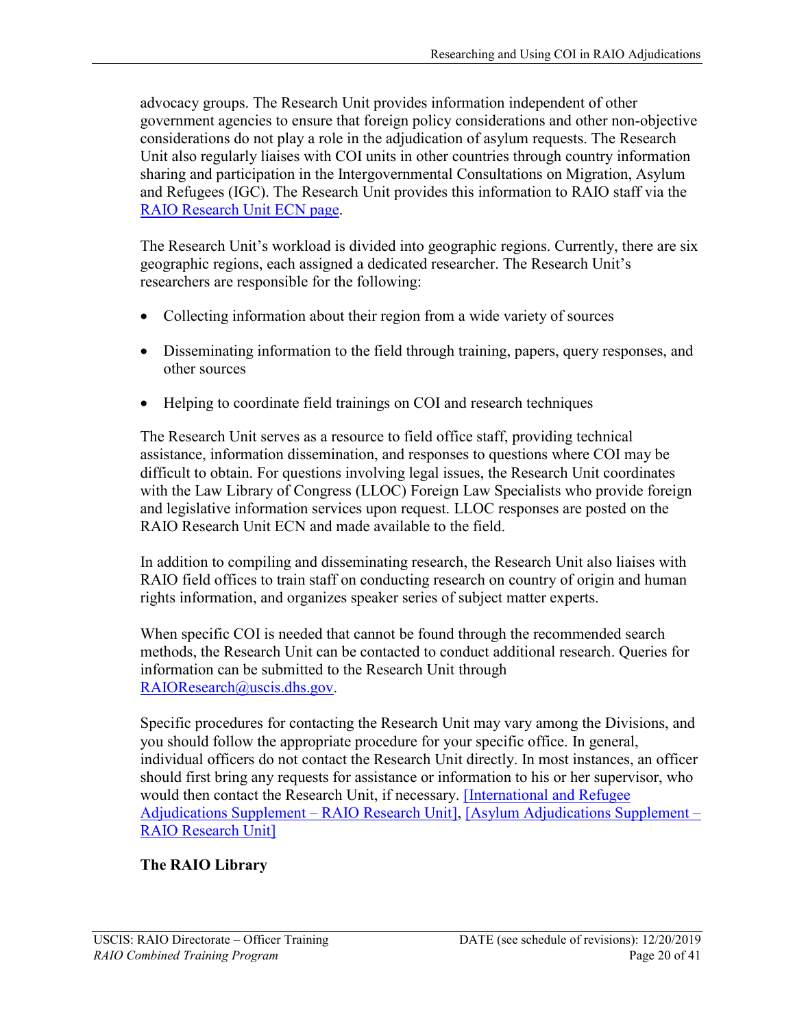advocacy groups. The Research Unit provides information independent of other government agencies to ensure that foreign policy considerations and other non-objective considerations do not play a role in the adjudication of asylum requests. The Research Unit also regularly liaises with COI units in other countries through country information sharing and participation in the Intergovernmental Consultations on Migration, Asylum and Refugees (IGC). The Research Unit provides this information to RAIO staff via the RAIO Research Unit ECN page.

The Research Unit's workload is divided into geographic regions. Currently, there are six geographic regions, each assigned a dedicated researcher. The Research Unit's researchers are responsible for the following:

- Collecting information about their region from a wide variety of sources
- Disseminating information to the field through training, papers, query responses, and other sources
- Helping to coordinate field trainings on COI and research techniques

The Research Unit serves as a resource to field office staff, providing technical assistance, information dissemination, and responses to questions where COI may be difficult to obtain. For questions involving legal issues, the Research Unit coordinates with the Law Library of Congress (LLOC) Foreign Law Specialists who provide foreign and legislative information services upon request. LLOC responses are posted on the RAIO Research Unit ECN and made available to the field.

In addition to compiling and disseminating research, the Research Unit also liaises with RAIO field offices to train staff on conducting research on country of origin and human rights information, and organizes speaker series of subject matter experts.

When specific COI is needed that cannot be found through the recommended search methods, the Research Unit can be contacted to conduct additional research. Queries for information can be submitted to the Research Unit through RAIOResearch@uscis.dhs.gov.

Specific procedures for contacting the Research Unit may vary among the Divisions, and you should follow the appropriate procedure for your specific office. In general, individual officers do not contact the Research Unit directly. In most instances, an officer should first bring any requests for assistance or information to his or her supervisor, who would then contact the Research Unit, if necessary. [International and Refugee Adjudications Supplement – RAIO Research Unit], [Asylum Adjudications Supplement – RAIO Research Unit]

**The RAIO Library**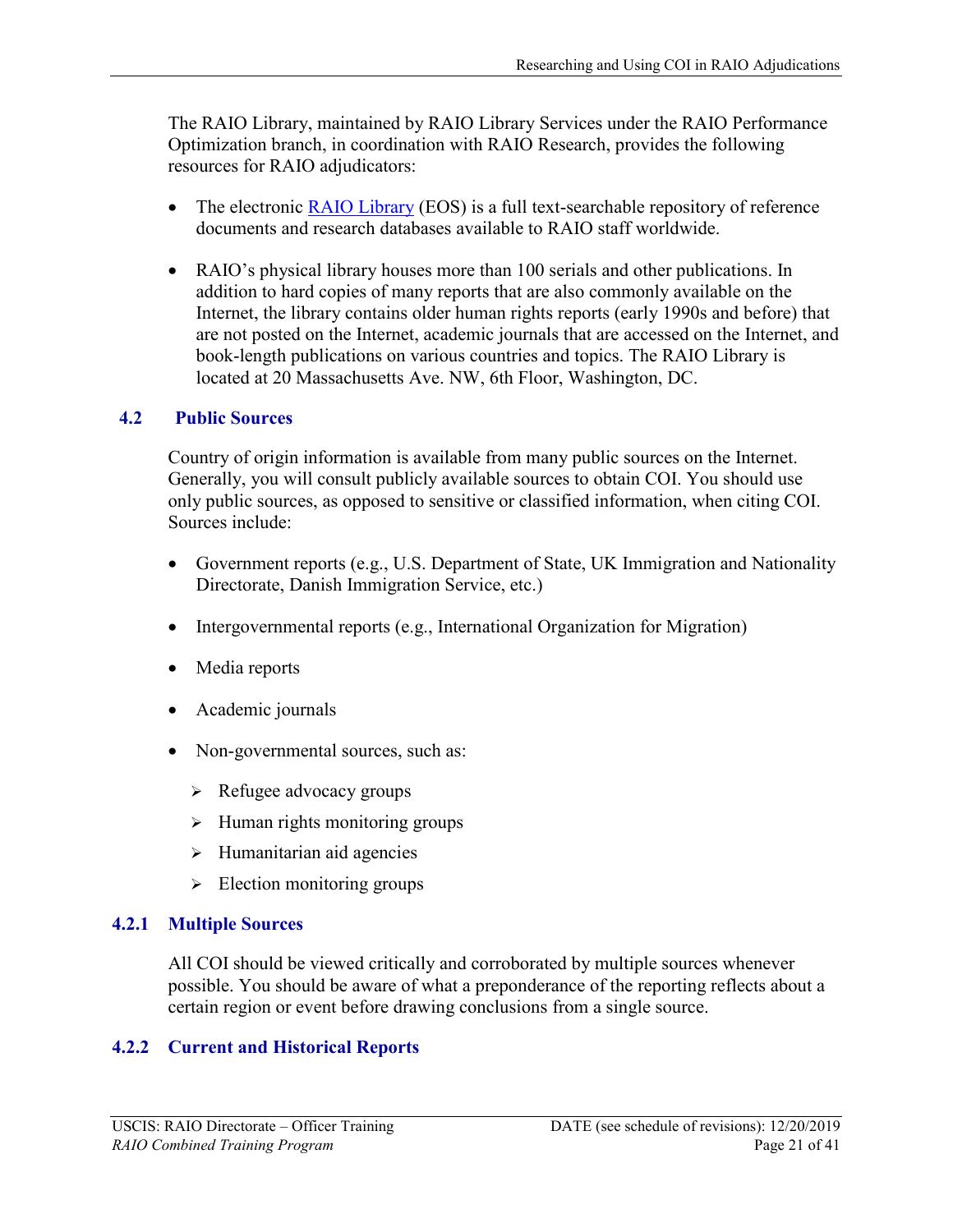The RAIO Library, maintained by RAIO Library Services under the RAIO Performance Optimization branch, in coordination with RAIO Research, provides the following resources for RAIO adjudicators:

- The electronic [RAIO Library](#) (EOS) is a full text-searchable repository of reference documents and research databases available to RAIO staff worldwide.
- RAIO's physical library houses more than 100 serials and other publications. In addition to hard copies of many reports that are also commonly available on the Internet, the library contains older human rights reports (early 1990s and before) that are not posted on the Internet, academic journals that are accessed on the Internet, and book-length publications on various countries and topics. The RAIO Library is located at 20 Massachusetts Ave. NW, 6th Floor, Washington, DC.

## 4.2 Public Sources

Country of origin information is available from many public sources on the Internet. Generally, you will consult publicly available sources to obtain COI. You should use only public sources, as opposed to sensitive or classified information, when citing COI. Sources include:

- Government reports (e.g., U.S. Department of State, UK Immigration and Nationality Directorate, Danish Immigration Service, etc.)
- Intergovernmental reports (e.g., International Organization for Migration)
- Media reports
- Academic journals
- Non-governmental sources, such as:
  - Refugee advocacy groups
  - Human rights monitoring groups
  - Humanitarian aid agencies
  - Election monitoring groups

### 4.2.1 Multiple Sources

All COI should be viewed critically and corroborated by multiple sources whenever possible. You should be aware of what a preponderance of the reporting reflects about a certain region or event before drawing conclusions from a single source.

### 4.2.2 Current and Historical Reports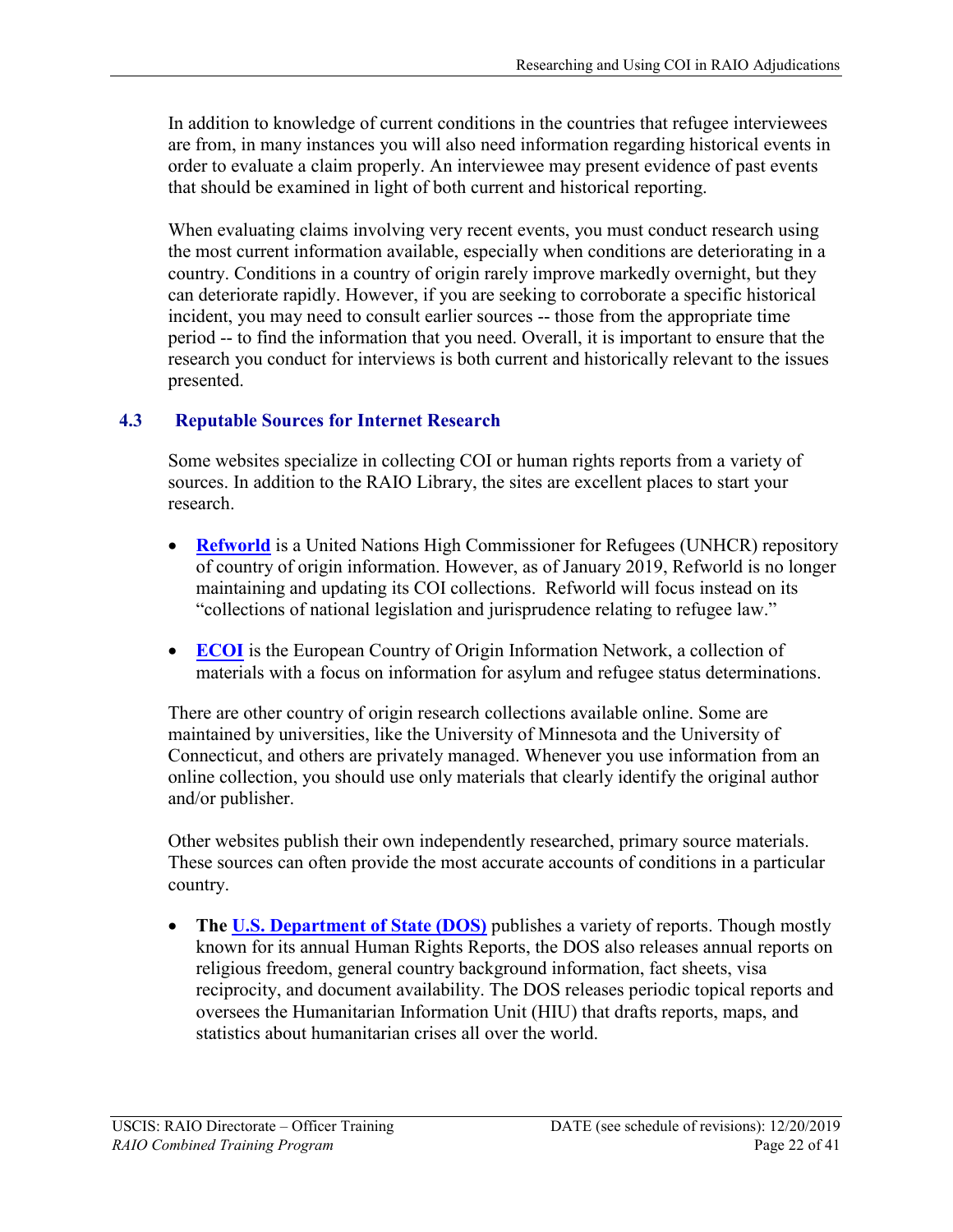In addition to knowledge of current conditions in the countries that refugee interviewees are from, in many instances you will also need information regarding historical events in order to evaluate a claim properly. An interviewee may present evidence of past events that should be examined in light of both current and historical reporting.

When evaluating claims involving very recent events, you must conduct research using the most current information available, especially when conditions are deteriorating in a country. Conditions in a country of origin rarely improve markedly overnight, but they can deteriorate rapidly. However, if you are seeking to corroborate a specific historical incident, you may need to consult earlier sources -- those from the appropriate time period -- to find the information that you need. Overall, it is important to ensure that the research you conduct for interviews is both current and historically relevant to the issues presented.

### 4.3 Reputable Sources for Internet Research

Some websites specialize in collecting COI or human rights reports from a variety of sources. In addition to the RAIO Library, the sites are excellent places to start your research.

- **Refworld** is a United Nations High Commissioner for Refugees (UNHCR) repository of country of origin information. However, as of January 2019, Refworld is no longer maintaining and updating its COI collections. Refworld will focus instead on its "collections of national legislation and jurisprudence relating to refugee law."
- **ECOI** is the European Country of Origin Information Network, a collection of materials with a focus on information for asylum and refugee status determinations.

There are other country of origin research collections available online. Some are maintained by universities, like the University of Minnesota and the University of Connecticut, and others are privately managed. Whenever you use information from an online collection, you should use only materials that clearly identify the original author and/or publisher.

Other websites publish their own independently researched, primary source materials. These sources can often provide the most accurate accounts of conditions in a particular country.

- **The U.S. Department of State (DOS)** publishes a variety of reports. Though mostly known for its annual Human Rights Reports, the DOS also releases annual reports on religious freedom, general country background information, fact sheets, visa reciprocity, and document availability. The DOS releases periodic topical reports and oversees the Humanitarian Information Unit (HIU) that drafts reports, maps, and statistics about humanitarian crises all over the world.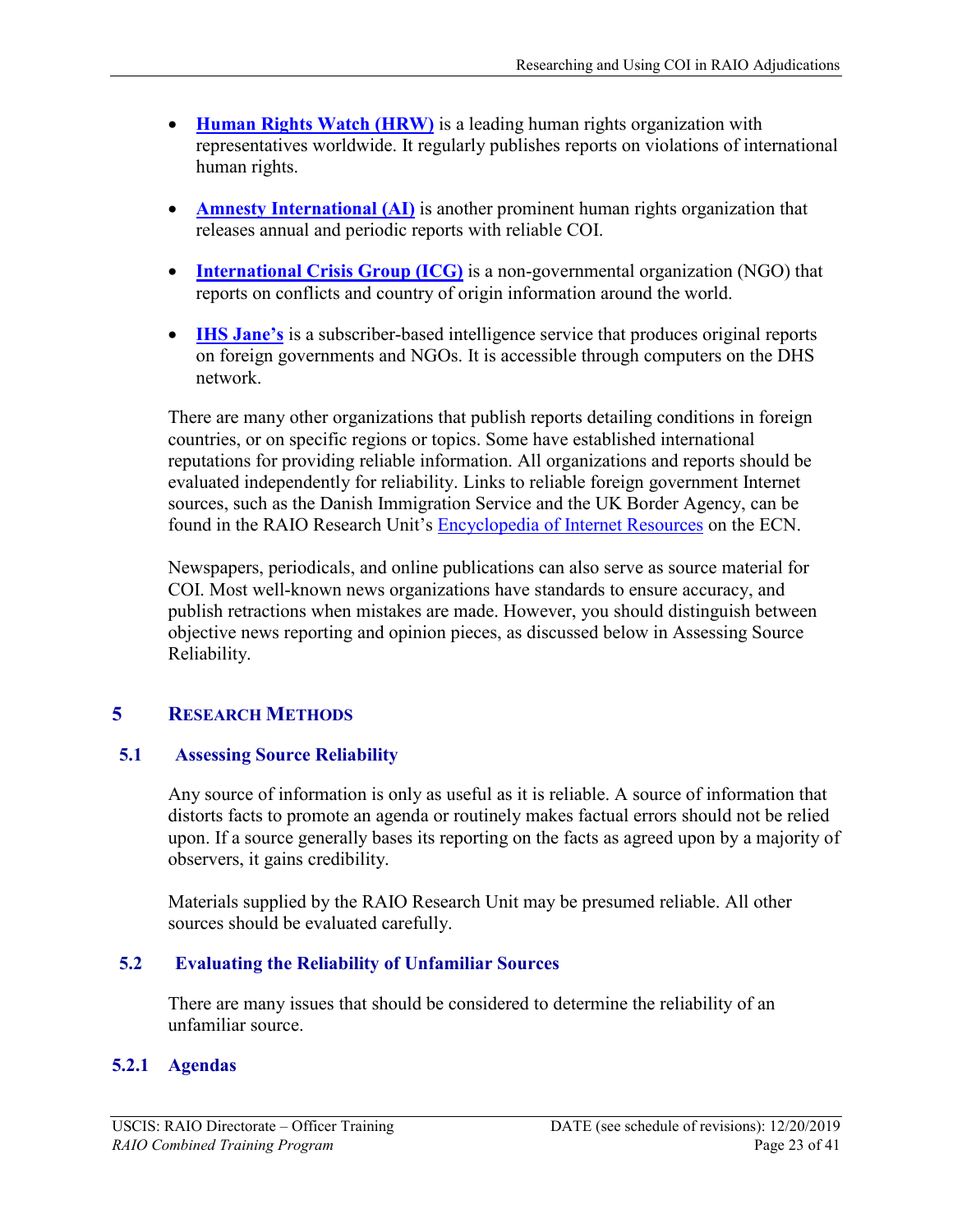- **Human Rights Watch (HRW)** is a leading human rights organization with representatives worldwide. It regularly publishes reports on violations of international human rights.

- **Amnesty International (AI)** is another prominent human rights organization that releases annual and periodic reports with reliable COI.

- **International Crisis Group (ICG)** is a non-governmental organization (NGO) that reports on conflicts and country of origin information around the world.

- **IHS Jane's** is a subscriber-based intelligence service that produces original reports on foreign governments and NGOs. It is accessible through computers on the DHS network.

There are many other organizations that publish reports detailing conditions in foreign countries, or on specific regions or topics. Some have established international reputations for providing reliable information. All organizations and reports should be evaluated independently for reliability. Links to reliable foreign government Internet sources, such as the Danish Immigration Service and the UK Border Agency, can be found in the RAIO Research Unit's Encyclopedia of Internet Resources on the ECN.

Newspapers, periodicals, and online publications can also serve as source material for COI. Most well-known news organizations have standards to ensure accuracy, and publish retractions when mistakes are made. However, you should distinguish between objective news reporting and opinion pieces, as discussed below in Assessing Source Reliability.

# 5 Research Methods

## 5.1 Assessing Source Reliability

Any source of information is only as useful as it is reliable. A source of information that distorts facts to promote an agenda or routinely makes factual errors should not be relied upon. If a source generally bases its reporting on the facts as agreed upon by a majority of observers, it gains credibility.

Materials supplied by the RAIO Research Unit may be presumed reliable. All other sources should be evaluated carefully.

## 5.2 Evaluating the Reliability of Unfamiliar Sources

There are many issues that should be considered to determine the reliability of an unfamiliar source.

### 5.2.1 Agendas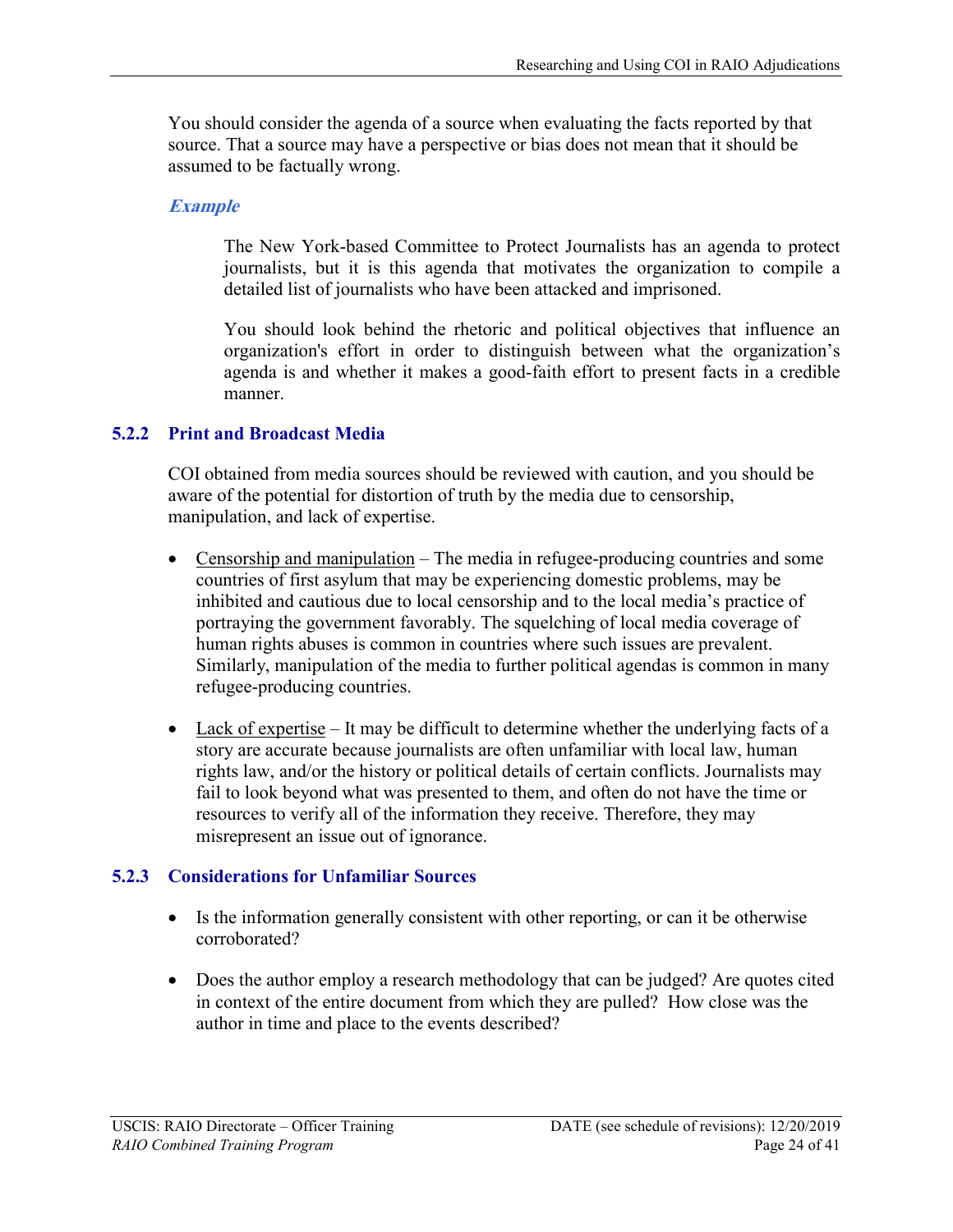You should consider the agenda of a source when evaluating the facts reported by that source. That a source may have a perspective or bias does not mean that it should be assumed to be factually wrong.

***Example***

> The New York-based Committee to Protect Journalists has an agenda to protect journalists, but it is this agenda that motivates the organization to compile a detailed list of journalists who have been attacked and imprisoned.
>
> You should look behind the rhetoric and political objectives that influence an organization's effort in order to distinguish between what the organization's agenda is and whether it makes a good-faith effort to present facts in a credible manner.

### 5.2.2 Print and Broadcast Media

COI obtained from media sources should be reviewed with caution, and you should be aware of the potential for distortion of truth by the media due to censorship, manipulation, and lack of expertise.

- Censorship and manipulation – The media in refugee-producing countries and some countries of first asylum that may be experiencing domestic problems, may be inhibited and cautious due to local censorship and to the local media's practice of portraying the government favorably. The squelching of local media coverage of human rights abuses is common in countries where such issues are prevalent. Similarly, manipulation of the media to further political agendas is common in many refugee-producing countries.

- Lack of expertise – It may be difficult to determine whether the underlying facts of a story are accurate because journalists are often unfamiliar with local law, human rights law, and/or the history or political details of certain conflicts. Journalists may fail to look beyond what was presented to them, and often do not have the time or resources to verify all of the information they receive. Therefore, they may misrepresent an issue out of ignorance.

### 5.2.3 Considerations for Unfamiliar Sources

- Is the information generally consistent with other reporting, or can it be otherwise corroborated?

- Does the author employ a research methodology that can be judged? Are quotes cited in context of the entire document from which they are pulled? How close was the author in time and place to the events described?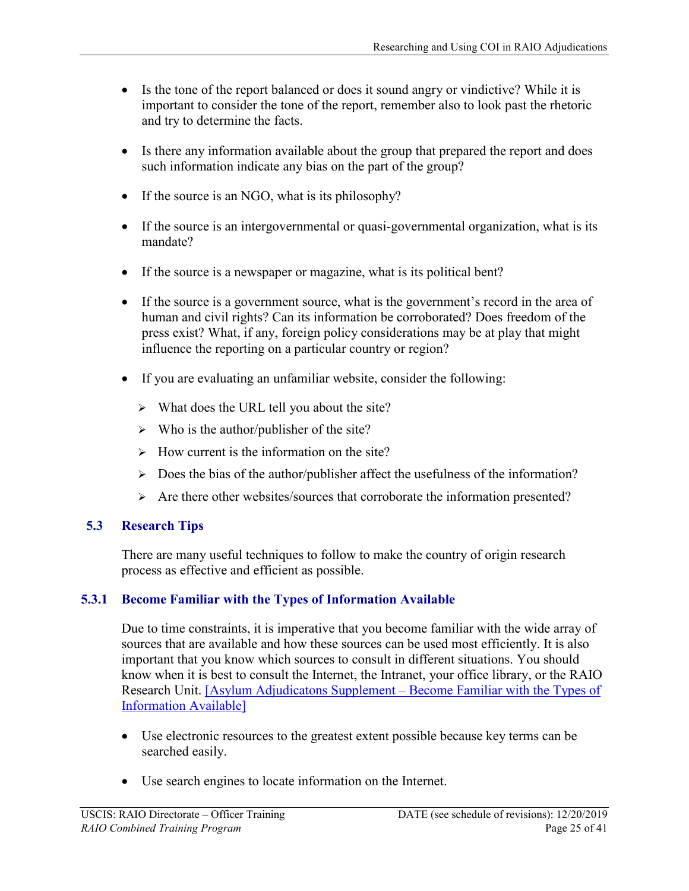- Is the tone of the report balanced or does it sound angry or vindictive? While it is important to consider the tone of the report, remember also to look past the rhetoric and try to determine the facts.

- Is there any information available about the group that prepared the report and does such information indicate any bias on the part of the group?

- If the source is an NGO, what is its philosophy?

- If the source is an intergovernmental or quasi-governmental organization, what is its mandate?

- If the source is a newspaper or magazine, what is its political bent?

- If the source is a government source, what is the government's record in the area of human and civil rights? Can its information be corroborated? Does freedom of the press exist? What, if any, foreign policy considerations may be at play that might influence the reporting on a particular country or region?

- If you are evaluating an unfamiliar website, consider the following:

  - What does the URL tell you about the site?
  - Who is the author/publisher of the site?
  - How current is the information on the site?
  - Does the bias of the author/publisher affect the usefulness of the information?
  - Are there other websites/sources that corroborate the information presented?

## 5.3 Research Tips

There are many useful techniques to follow to make the country of origin research process as effective and efficient as possible.

### 5.3.1 Become Familiar with the Types of Information Available

Due to time constraints, it is imperative that you become familiar with the wide array of sources that are available and how these sources can be used most efficiently. It is also important that you know which sources to consult in different situations. You should know when it is best to consult the Internet, the Intranet, your office library, or the RAIO Research Unit. [Asylum Adjudicatons Supplement – Become Familiar with the Types of Information Available]

- Use electronic resources to the greatest extent possible because key terms can be searched easily.

- Use search engines to locate information on the Internet.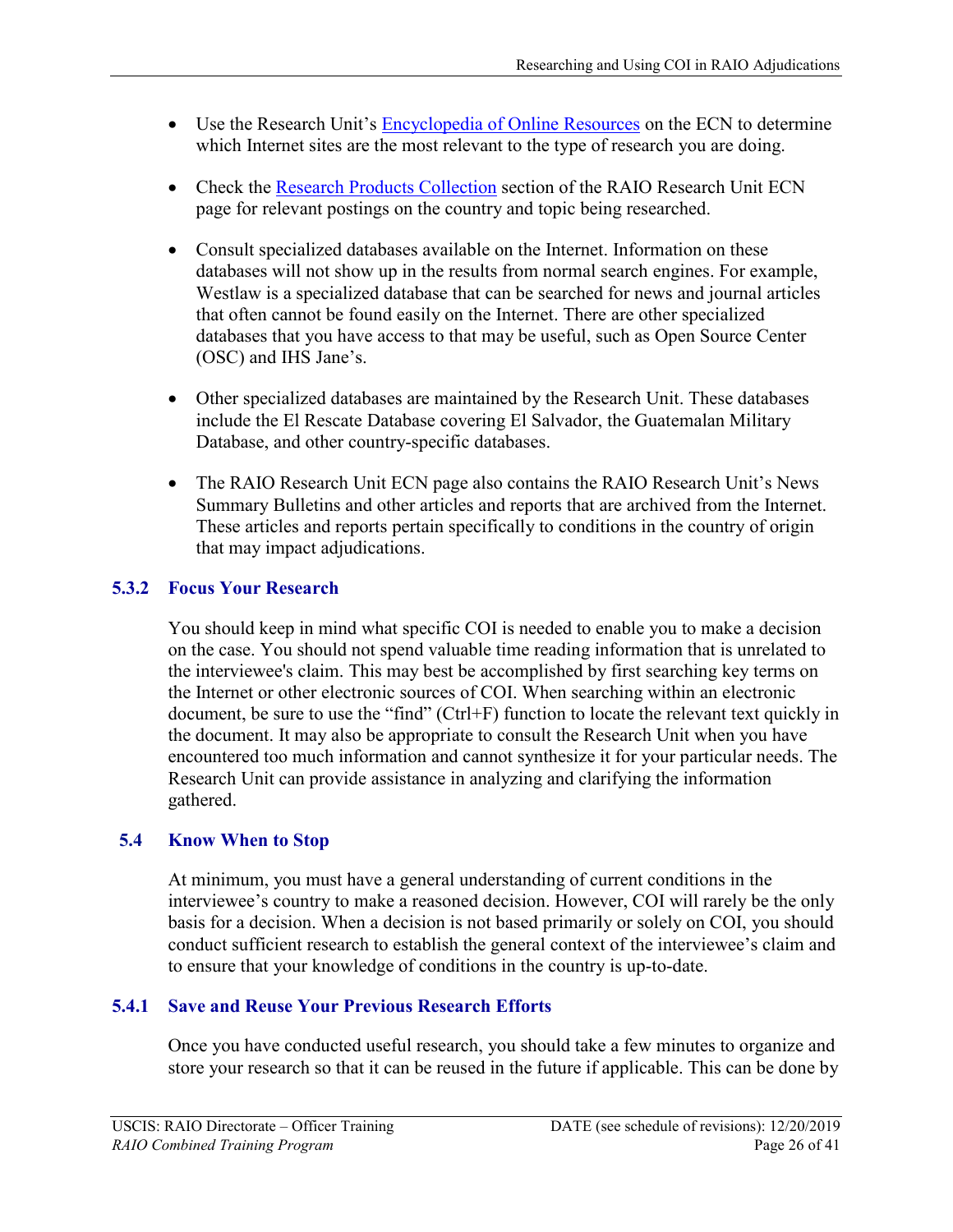- Use the Research Unit's Encyclopedia of Online Resources on the ECN to determine which Internet sites are the most relevant to the type of research you are doing.

- Check the Research Products Collection section of the RAIO Research Unit ECN page for relevant postings on the country and topic being researched.

- Consult specialized databases available on the Internet. Information on these databases will not show up in the results from normal search engines. For example, Westlaw is a specialized database that can be searched for news and journal articles that often cannot be found easily on the Internet. There are other specialized databases that you have access to that may be useful, such as Open Source Center (OSC) and IHS Jane's.

- Other specialized databases are maintained by the Research Unit. These databases include the El Rescate Database covering El Salvador, the Guatemalan Military Database, and other country-specific databases.

- The RAIO Research Unit ECN page also contains the RAIO Research Unit's News Summary Bulletins and other articles and reports that are archived from the Internet. These articles and reports pertain specifically to conditions in the country of origin that may impact adjudications.

### 5.3.2 Focus Your Research

You should keep in mind what specific COI is needed to enable you to make a decision on the case. You should not spend valuable time reading information that is unrelated to the interviewee's claim. This may best be accomplished by first searching key terms on the Internet or other electronic sources of COI. When searching within an electronic document, be sure to use the "find" (Ctrl+F) function to locate the relevant text quickly in the document. It may also be appropriate to consult the Research Unit when you have encountered too much information and cannot synthesize it for your particular needs. The Research Unit can provide assistance in analyzing and clarifying the information gathered.

## 5.4 Know When to Stop

At minimum, you must have a general understanding of current conditions in the interviewee's country to make a reasoned decision. However, COI will rarely be the only basis for a decision. When a decision is not based primarily or solely on COI, you should conduct sufficient research to establish the general context of the interviewee's claim and to ensure that your knowledge of conditions in the country is up-to-date.

### 5.4.1 Save and Reuse Your Previous Research Efforts

Once you have conducted useful research, you should take a few minutes to organize and store your research so that it can be reused in the future if applicable. This can be done by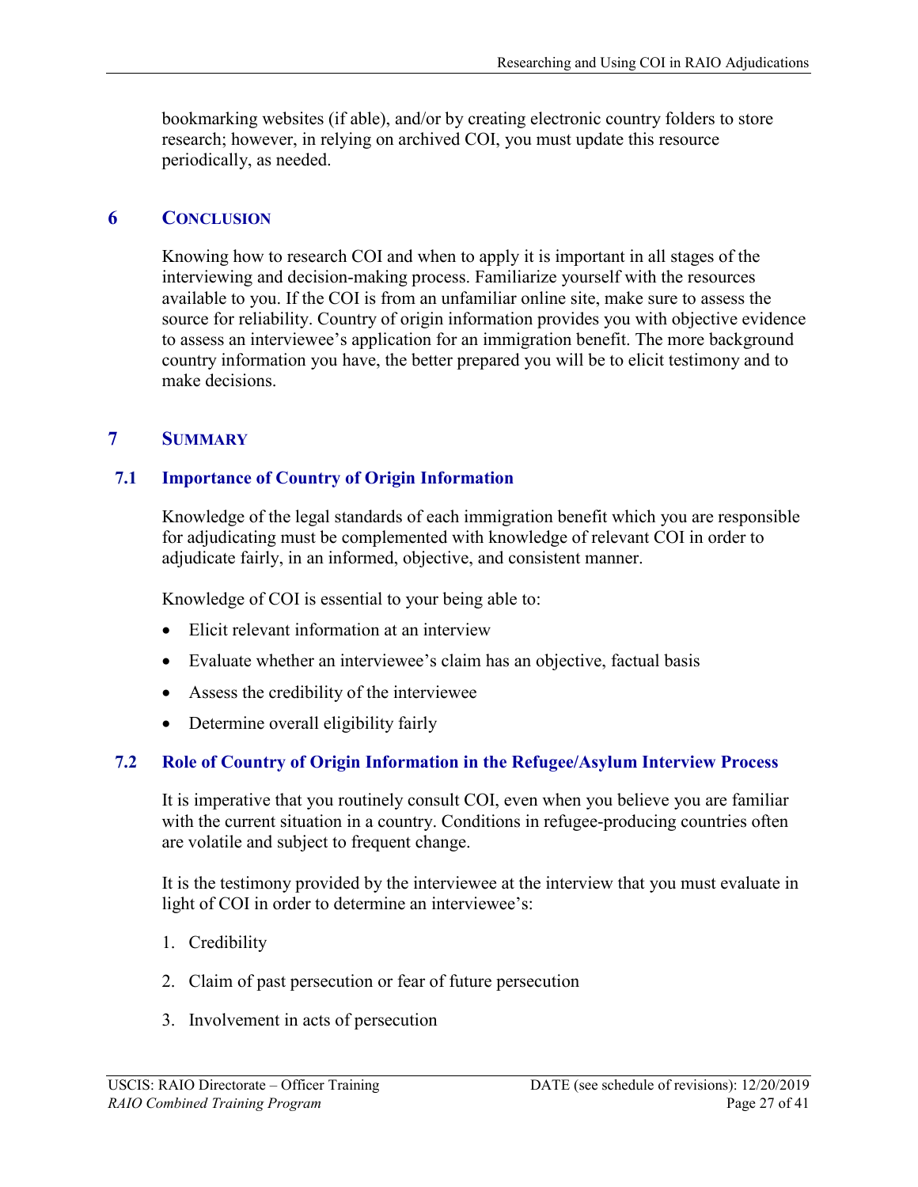bookmarking websites (if able), and/or by creating electronic country folders to store research; however, in relying on archived COI, you must update this resource periodically, as needed.

## 6 CONCLUSION

Knowing how to research COI and when to apply it is important in all stages of the interviewing and decision-making process. Familiarize yourself with the resources available to you. If the COI is from an unfamiliar online site, make sure to assess the source for reliability. Country of origin information provides you with objective evidence to assess an interviewee's application for an immigration benefit. The more background country information you have, the better prepared you will be to elicit testimony and to make decisions.

## 7 SUMMARY

### 7.1 Importance of Country of Origin Information

Knowledge of the legal standards of each immigration benefit which you are responsible for adjudicating must be complemented with knowledge of relevant COI in order to adjudicate fairly, in an informed, objective, and consistent manner.

Knowledge of COI is essential to your being able to:

- Elicit relevant information at an interview
- Evaluate whether an interviewee's claim has an objective, factual basis
- Assess the credibility of the interviewee
- Determine overall eligibility fairly

### 7.2 Role of Country of Origin Information in the Refugee/Asylum Interview Process

It is imperative that you routinely consult COI, even when you believe you are familiar with the current situation in a country. Conditions in refugee-producing countries often are volatile and subject to frequent change.

It is the testimony provided by the interviewee at the interview that you must evaluate in light of COI in order to determine an interviewee's:

1. Credibility
2. Claim of past persecution or fear of future persecution
3. Involvement in acts of persecution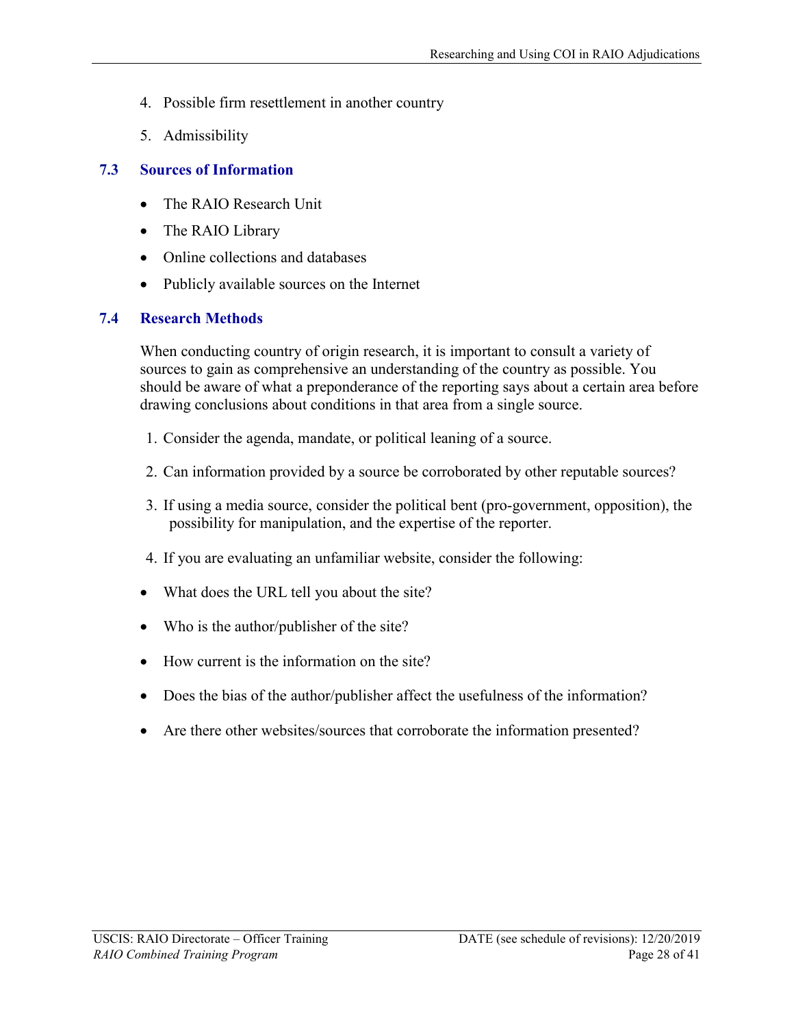4. Possible firm resettlement in another country
5. Admissibility

## 7.3 Sources of Information

- The RAIO Research Unit
- The RAIO Library
- Online collections and databases
- Publicly available sources on the Internet

## 7.4 Research Methods

When conducting country of origin research, it is important to consult a variety of sources to gain as comprehensive an understanding of the country as possible. You should be aware of what a preponderance of the reporting says about a certain area before drawing conclusions about conditions in that area from a single source.

1. Consider the agenda, mandate, or political leaning of a source.
2. Can information provided by a source be corroborated by other reputable sources?
3. If using a media source, consider the political bent (pro-government, opposition), the possibility for manipulation, and the expertise of the reporter.
4. If you are evaluating an unfamiliar website, consider the following:

- What does the URL tell you about the site?
- Who is the author/publisher of the site?
- How current is the information on the site?
- Does the bias of the author/publisher affect the usefulness of the information?
- Are there other websites/sources that corroborate the information presented?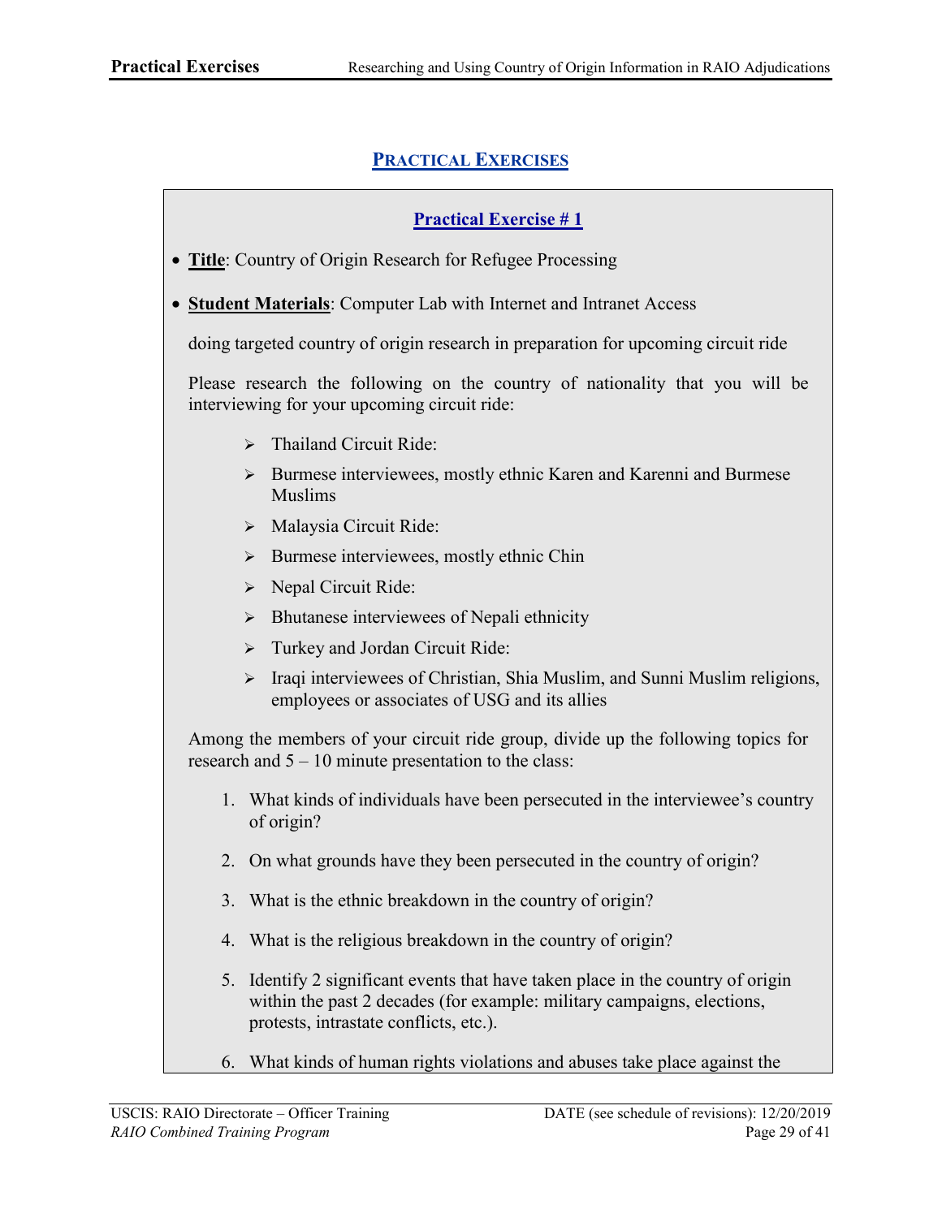## PRACTICAL EXERCISES

### Practical Exercise # 1

- **Title**: Country of Origin Research for Refugee Processing
- **Student Materials**: Computer Lab with Internet and Intranet Access

doing targeted country of origin research in preparation for upcoming circuit ride

Please research the following on the country of nationality that you will be interviewing for your upcoming circuit ride:

- Thailand Circuit Ride:
- Burmese interviewees, mostly ethnic Karen and Karenni and Burmese Muslims
- Malaysia Circuit Ride:
- Burmese interviewees, mostly ethnic Chin
- Nepal Circuit Ride:
- Bhutanese interviewees of Nepali ethnicity
- Turkey and Jordan Circuit Ride:
- Iraqi interviewees of Christian, Shia Muslim, and Sunni Muslim religions, employees or associates of USG and its allies

Among the members of your circuit ride group, divide up the following topics for research and 5 – 10 minute presentation to the class:

1. What kinds of individuals have been persecuted in the interviewee's country of origin?
2. On what grounds have they been persecuted in the country of origin?
3. What is the ethnic breakdown in the country of origin?
4. What is the religious breakdown in the country of origin?
5. Identify 2 significant events that have taken place in the country of origin within the past 2 decades (for example: military campaigns, elections, protests, intrastate conflicts, etc.).
6. What kinds of human rights violations and abuses take place against the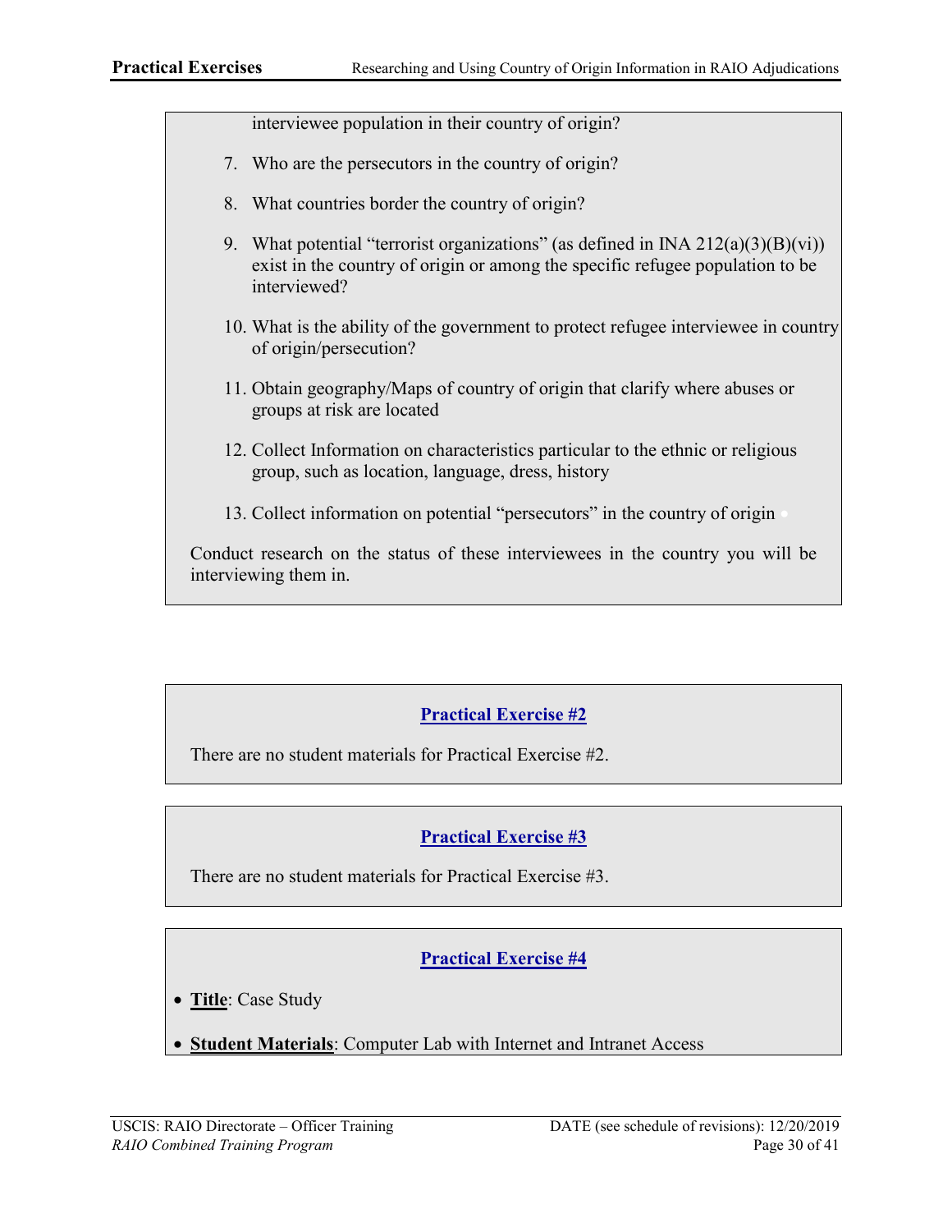interviewee population in their country of origin?

7. Who are the persecutors in the country of origin?

8. What countries border the country of origin?

9. What potential "terrorist organizations" (as defined in INA 212(a)(3)(B)(vi)) exist in the country of origin or among the specific refugee population to be interviewed?

10. What is the ability of the government to protect refugee interviewee in country of origin/persecution?

11. Obtain geography/Maps of country of origin that clarify where abuses or groups at risk are located

12. Collect Information on characteristics particular to the ethnic or religious group, such as location, language, dress, history

13. Collect information on potential "persecutors" in the country of origin

Conduct research on the status of these interviewees in the country you will be interviewing them in.

## Practical Exercise #2

There are no student materials for Practical Exercise #2.

## Practical Exercise #3

There are no student materials for Practical Exercise #3.

## Practical Exercise #4

- **Title**: Case Study
- **Student Materials**: Computer Lab with Internet and Intranet Access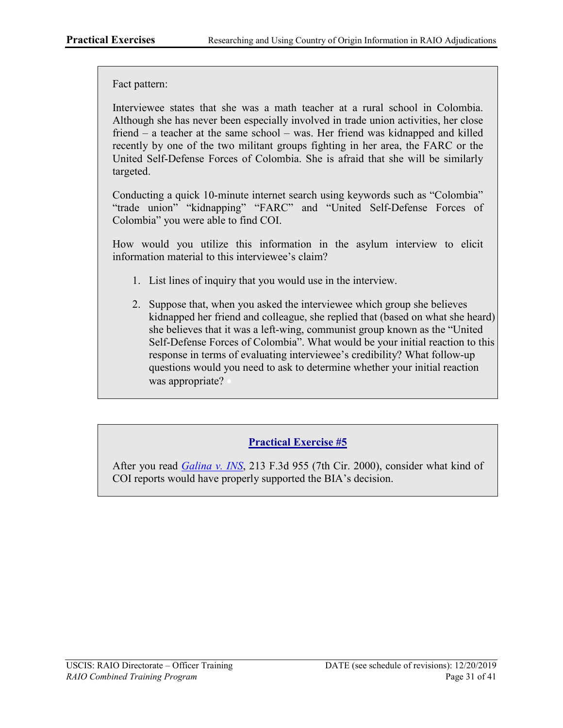Fact pattern:

Interviewee states that she was a math teacher at a rural school in Colombia. Although she has never been especially involved in trade union activities, her close friend – a teacher at the same school – was. Her friend was kidnapped and killed recently by one of the two militant groups fighting in her area, the FARC or the United Self-Defense Forces of Colombia. She is afraid that she will be similarly targeted.

Conducting a quick 10-minute internet search using keywords such as "Colombia" "trade union" "kidnapping" "FARC" and "United Self-Defense Forces of Colombia" you were able to find COI.

How would you utilize this information in the asylum interview to elicit information material to this interviewee's claim?

1. List lines of inquiry that you would use in the interview.
2. Suppose that, when you asked the interviewee which group she believes kidnapped her friend and colleague, she replied that (based on what she heard) she believes that it was a left-wing, communist group known as the "United Self-Defense Forces of Colombia". What would be your initial reaction to this response in terms of evaluating interviewee's credibility? What follow-up questions would you need to ask to determine whether your initial reaction was appropriate?

## Practical Exercise #5

After you read *Galina v. INS*, 213 F.3d 955 (7th Cir. 2000), consider what kind of COI reports would have properly supported the BIA's decision.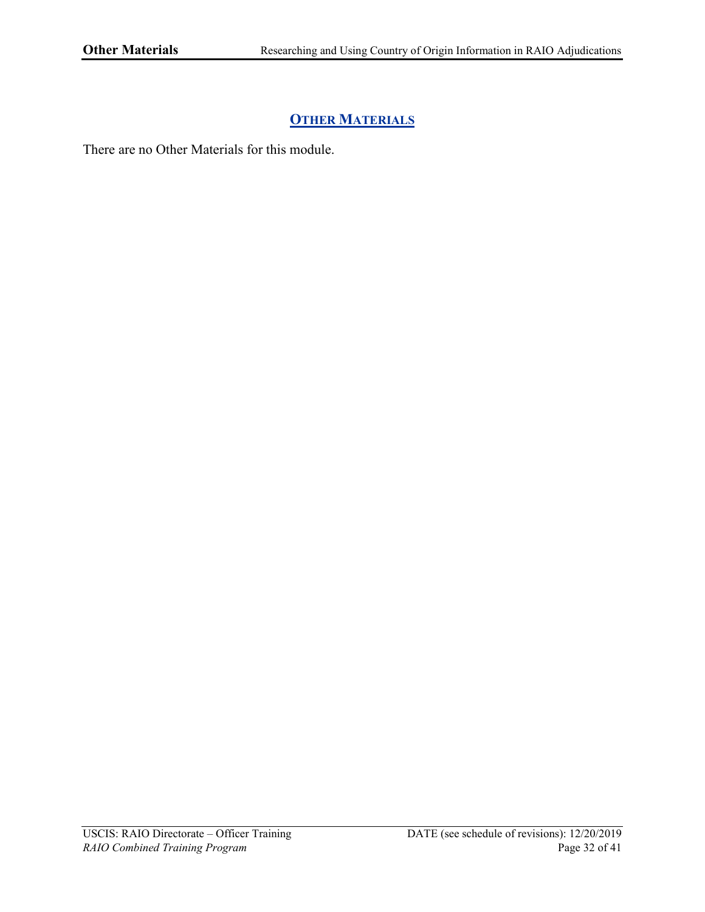## OTHER MATERIALS

There are no Other Materials for this module.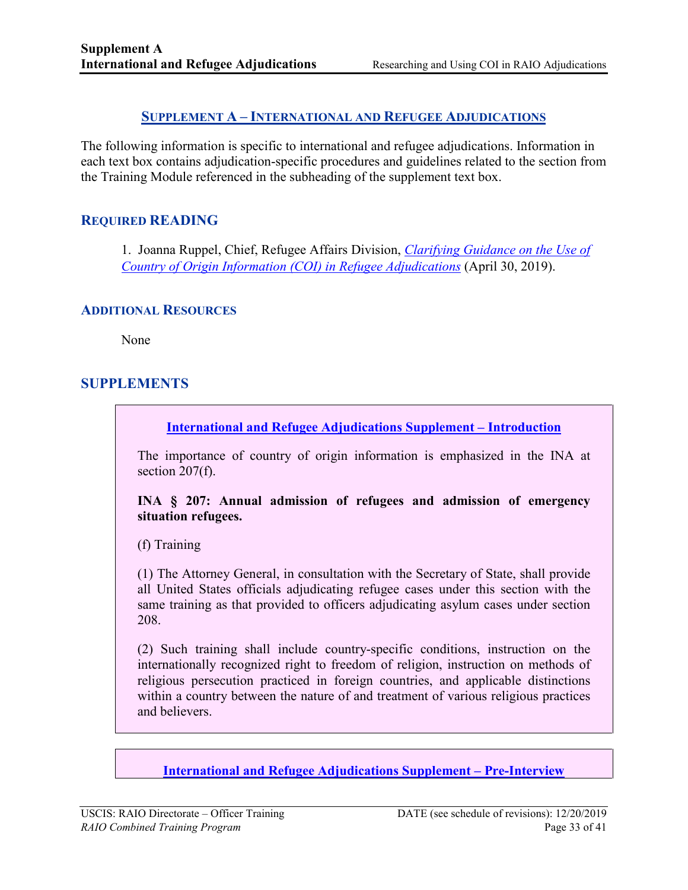## Supplement A – International and Refugee Adjudications

The following information is specific to international and refugee adjudications. Information in each text box contains adjudication-specific procedures and guidelines related to the section from the Training Module referenced in the subheading of the supplement text box.

### Required Reading

1. Joanna Ruppel, Chief, Refugee Affairs Division, *Clarifying Guidance on the Use of Country of Origin Information (COI) in Refugee Adjudications* (April 30, 2019).

### Additional Resources

None

### Supplements

#### International and Refugee Adjudications Supplement – Introduction

The importance of country of origin information is emphasized in the INA at section 207(f).

**INA § 207: Annual admission of refugees and admission of emergency situation refugees.**

(f) Training

(1) The Attorney General, in consultation with the Secretary of State, shall provide all United States officials adjudicating refugee cases under this section with the same training as that provided to officers adjudicating asylum cases under section 208.

(2) Such training shall include country-specific conditions, instruction on the internationally recognized right to freedom of religion, instruction on methods of religious persecution practiced in foreign countries, and applicable distinctions within a country between the nature of and treatment of various religious practices and believers.

#### International and Refugee Adjudications Supplement – Pre-Interview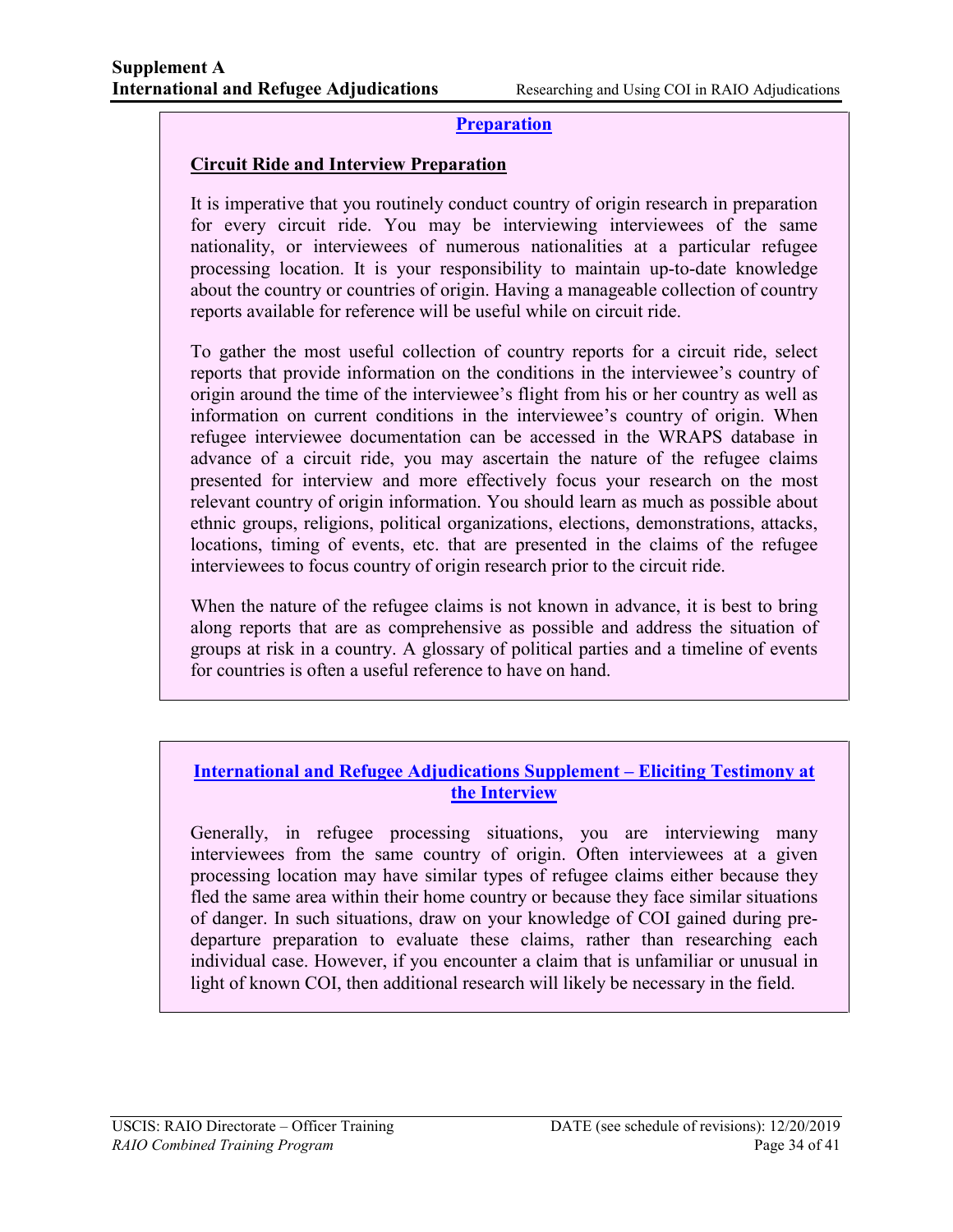**Preparation**

**Circuit Ride and Interview Preparation**

It is imperative that you routinely conduct country of origin research in preparation for every circuit ride. You may be interviewing interviewees of the same nationality, or interviewees of numerous nationalities at a particular refugee processing location. It is your responsibility to maintain up-to-date knowledge about the country or countries of origin. Having a manageable collection of country reports available for reference will be useful while on circuit ride.

To gather the most useful collection of country reports for a circuit ride, select reports that provide information on the conditions in the interviewee's country of origin around the time of the interviewee's flight from his or her country as well as information on current conditions in the interviewee's country of origin. When refugee interviewee documentation can be accessed in the WRAPS database in advance of a circuit ride, you may ascertain the nature of the refugee claims presented for interview and more effectively focus your research on the most relevant country of origin information. You should learn as much as possible about ethnic groups, religions, political organizations, elections, demonstrations, attacks, locations, timing of events, etc. that are presented in the claims of the refugee interviewees to focus country of origin research prior to the circuit ride.

When the nature of the refugee claims is not known in advance, it is best to bring along reports that are as comprehensive as possible and address the situation of groups at risk in a country. A glossary of political parties and a timeline of events for countries is often a useful reference to have on hand.

**International and Refugee Adjudications Supplement – Eliciting Testimony at the Interview**

Generally, in refugee processing situations, you are interviewing many interviewees from the same country of origin. Often interviewees at a given processing location may have similar types of refugee claims either because they fled the same area within their home country or because they face similar situations of danger. In such situations, draw on your knowledge of COI gained during pre-departure preparation to evaluate these claims, rather than researching each individual case. However, if you encounter a claim that is unfamiliar or unusual in light of known COI, then additional research will likely be necessary in the field.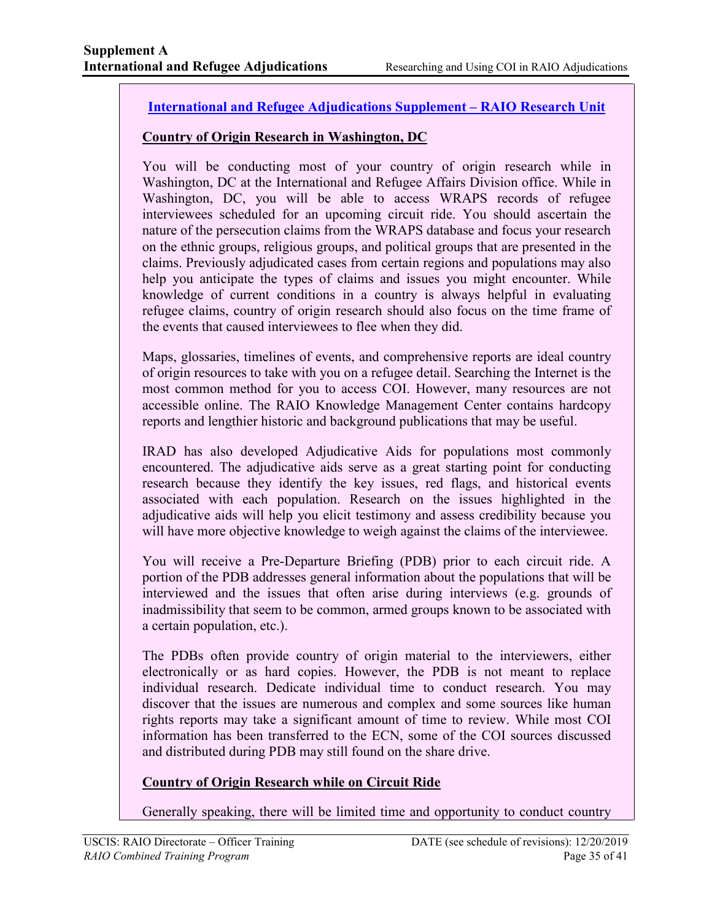**International and Refugee Adjudications Supplement – RAIO Research Unit**

**Country of Origin Research in Washington, DC**

You will be conducting most of your country of origin research while in Washington, DC at the International and Refugee Affairs Division office. While in Washington, DC, you will be able to access WRAPS records of refugee interviewees scheduled for an upcoming circuit ride. You should ascertain the nature of the persecution claims from the WRAPS database and focus your research on the ethnic groups, religious groups, and political groups that are presented in the claims. Previously adjudicated cases from certain regions and populations may also help you anticipate the types of claims and issues you might encounter. While knowledge of current conditions in a country is always helpful in evaluating refugee claims, country of origin research should also focus on the time frame of the events that caused interviewees to flee when they did.

Maps, glossaries, timelines of events, and comprehensive reports are ideal country of origin resources to take with you on a refugee detail. Searching the Internet is the most common method for you to access COI. However, many resources are not accessible online. The RAIO Knowledge Management Center contains hardcopy reports and lengthier historic and background publications that may be useful.

IRAD has also developed Adjudicative Aids for populations most commonly encountered. The adjudicative aids serve as a great starting point for conducting research because they identify the key issues, red flags, and historical events associated with each population. Research on the issues highlighted in the adjudicative aids will help you elicit testimony and assess credibility because you will have more objective knowledge to weigh against the claims of the interviewee.

You will receive a Pre-Departure Briefing (PDB) prior to each circuit ride. A portion of the PDB addresses general information about the populations that will be interviewed and the issues that often arise during interviews (e.g. grounds of inadmissibility that seem to be common, armed groups known to be associated with a certain population, etc.).

The PDBs often provide country of origin material to the interviewers, either electronically or as hard copies. However, the PDB is not meant to replace individual research. Dedicate individual time to conduct research. You may discover that the issues are numerous and complex and some sources like human rights reports may take a significant amount of time to review. While most COI information has been transferred to the ECN, some of the COI sources discussed and distributed during PDB may still found on the share drive.

**Country of Origin Research while on Circuit Ride**

Generally speaking, there will be limited time and opportunity to conduct country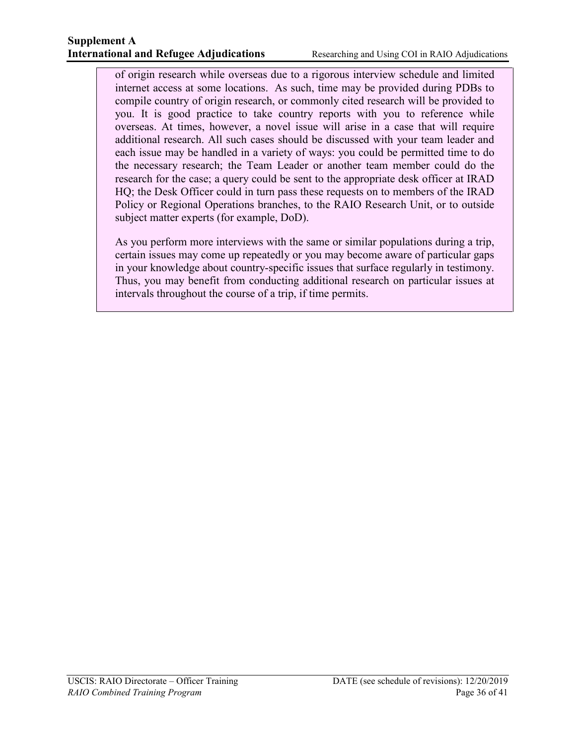of origin research while overseas due to a rigorous interview schedule and limited internet access at some locations. As such, time may be provided during PDBs to compile country of origin research, or commonly cited research will be provided to you. It is good practice to take country reports with you to reference while overseas. At times, however, a novel issue will arise in a case that will require additional research. All such cases should be discussed with your team leader and each issue may be handled in a variety of ways: you could be permitted time to do the necessary research; the Team Leader or another team member could do the research for the case; a query could be sent to the appropriate desk officer at IRAD HQ; the Desk Officer could in turn pass these requests on to members of the IRAD Policy or Regional Operations branches, to the RAIO Research Unit, or to outside subject matter experts (for example, DoD).

As you perform more interviews with the same or similar populations during a trip, certain issues may come up repeatedly or you may become aware of particular gaps in your knowledge about country-specific issues that surface regularly in testimony. Thus, you may benefit from conducting additional research on particular issues at intervals throughout the course of a trip, if time permits.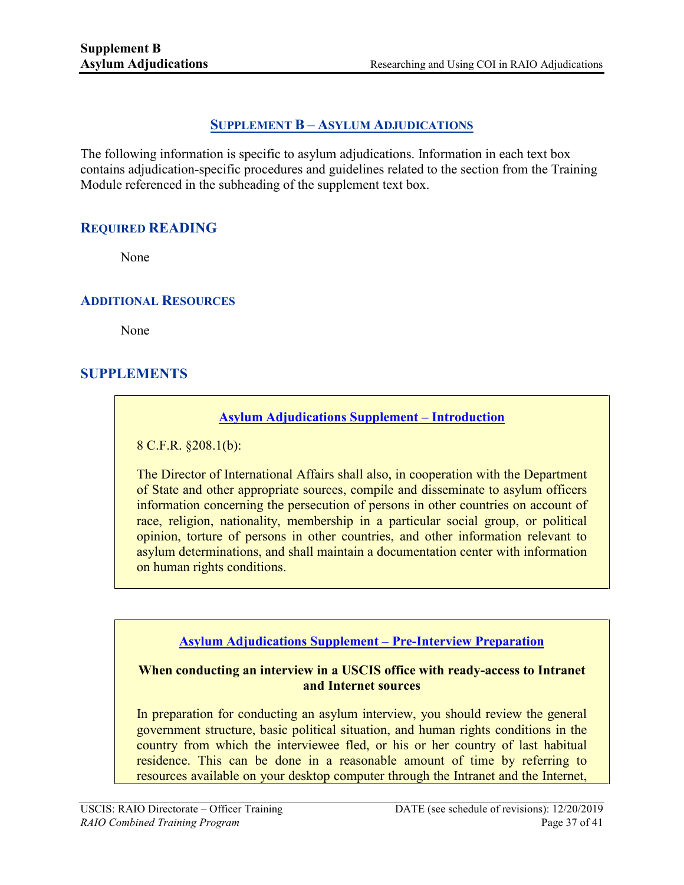## SUPPLEMENT B – ASYLUM ADJUDICATIONS

The following information is specific to asylum adjudications. Information in each text box contains adjudication-specific procedures and guidelines related to the section from the Training Module referenced in the subheading of the supplement text box.

### REQUIRED READING

None

### ADDITIONAL RESOURCES

None

## SUPPLEMENTS

**Asylum Adjudications Supplement – Introduction**

8 C.F.R. §208.1(b):

The Director of International Affairs shall also, in cooperation with the Department of State and other appropriate sources, compile and disseminate to asylum officers information concerning the persecution of persons in other countries on account of race, religion, nationality, membership in a particular social group, or political opinion, torture of persons in other countries, and other information relevant to asylum determinations, and shall maintain a documentation center with information on human rights conditions.

**Asylum Adjudications Supplement – Pre-Interview Preparation**

**When conducting an interview in a USCIS office with ready-access to Intranet and Internet sources**

In preparation for conducting an asylum interview, you should review the general government structure, basic political situation, and human rights conditions in the country from which the interviewee fled, or his or her country of last habitual residence. This can be done in a reasonable amount of time by referring to resources available on your desktop computer through the Intranet and the Internet,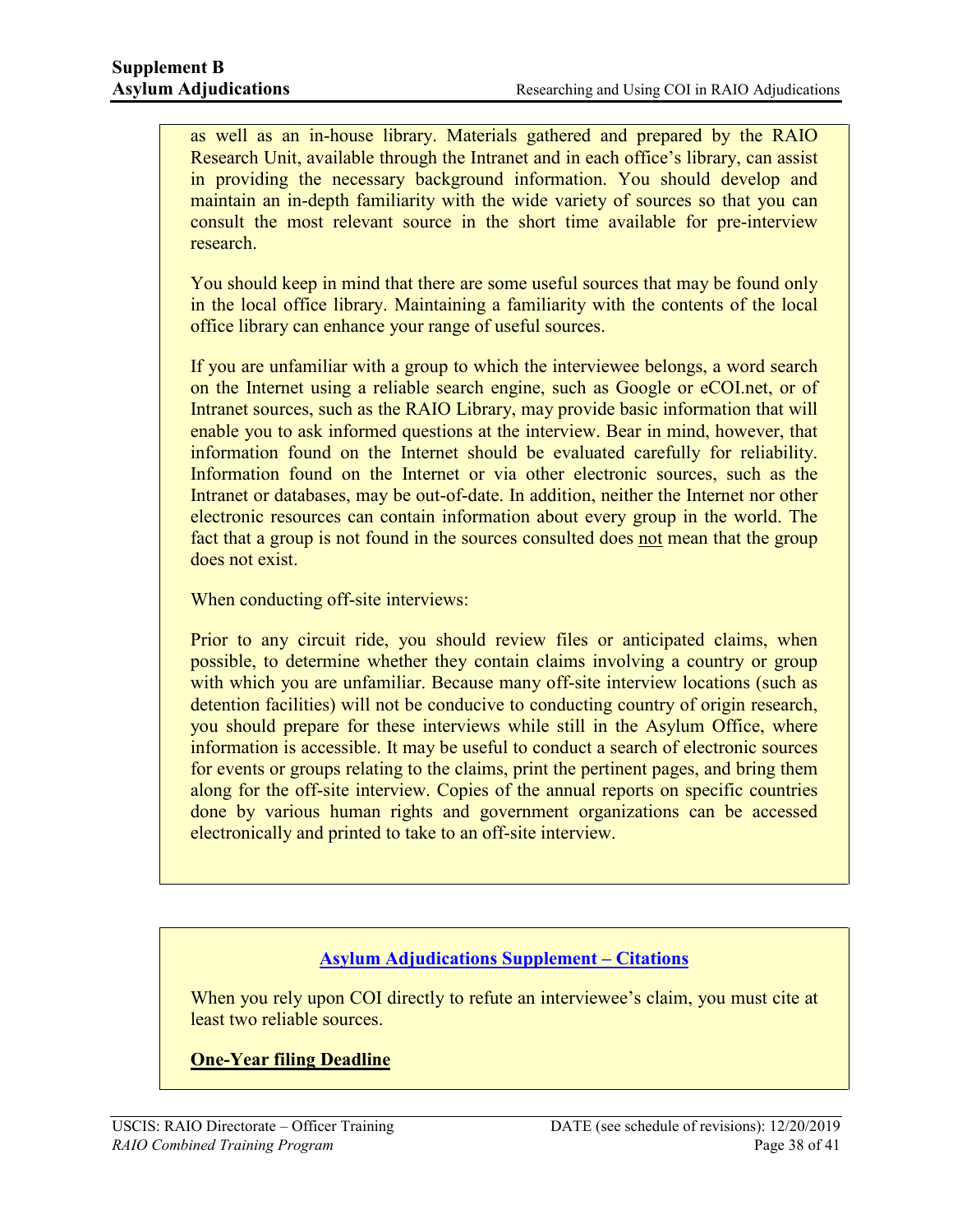as well as an in-house library. Materials gathered and prepared by the RAIO Research Unit, available through the Intranet and in each office's library, can assist in providing the necessary background information. You should develop and maintain an in-depth familiarity with the wide variety of sources so that you can consult the most relevant source in the short time available for pre-interview research.

You should keep in mind that there are some useful sources that may be found only in the local office library. Maintaining a familiarity with the contents of the local office library can enhance your range of useful sources.

If you are unfamiliar with a group to which the interviewee belongs, a word search on the Internet using a reliable search engine, such as Google or eCOI.net, or of Intranet sources, such as the RAIO Library, may provide basic information that will enable you to ask informed questions at the interview. Bear in mind, however, that information found on the Internet should be evaluated carefully for reliability. Information found on the Internet or via other electronic sources, such as the Intranet or databases, may be out-of-date. In addition, neither the Internet nor other electronic resources can contain information about every group in the world. The fact that a group is not found in the sources consulted does not mean that the group does not exist.

When conducting off-site interviews:

Prior to any circuit ride, you should review files or anticipated claims, when possible, to determine whether they contain claims involving a country or group with which you are unfamiliar. Because many off-site interview locations (such as detention facilities) will not be conducive to conducting country of origin research, you should prepare for these interviews while still in the Asylum Office, where information is accessible. It may be useful to conduct a search of electronic sources for events or groups relating to the claims, print the pertinent pages, and bring them along for the off-site interview. Copies of the annual reports on specific countries done by various human rights and government organizations can be accessed electronically and printed to take to an off-site interview.

## Asylum Adjudications Supplement – Citations

When you rely upon COI directly to refute an interviewee's claim, you must cite at least two reliable sources.

**One-Year filing Deadline**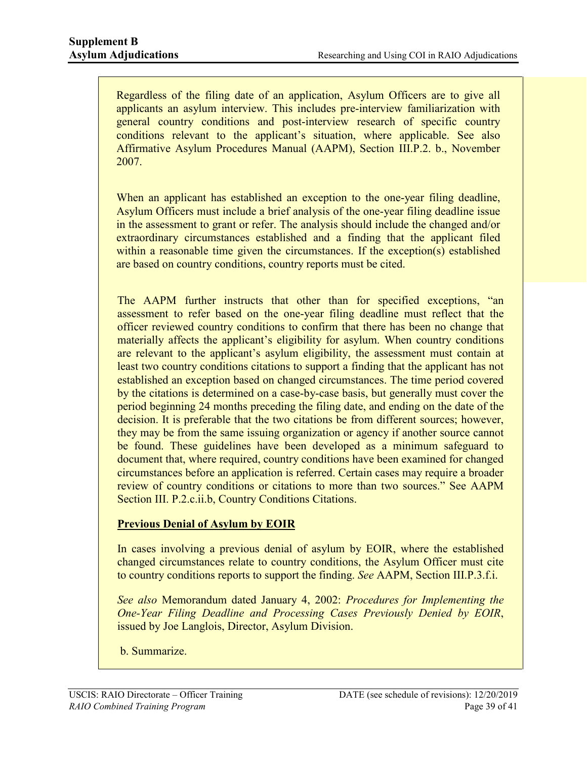Regardless of the filing date of an application, Asylum Officers are to give all applicants an asylum interview. This includes pre-interview familiarization with general country conditions and post-interview research of specific country conditions relevant to the applicant's situation, where applicable. See also Affirmative Asylum Procedures Manual (AAPM), Section III.P.2. b., November 2007.

When an applicant has established an exception to the one-year filing deadline, Asylum Officers must include a brief analysis of the one-year filing deadline issue in the assessment to grant or refer. The analysis should include the changed and/or extraordinary circumstances established and a finding that the applicant filed within a reasonable time given the circumstances. If the exception(s) established are based on country conditions, country reports must be cited.

The AAPM further instructs that other than for specified exceptions, "an assessment to refer based on the one-year filing deadline must reflect that the officer reviewed country conditions to confirm that there has been no change that materially affects the applicant's eligibility for asylum. When country conditions are relevant to the applicant's asylum eligibility, the assessment must contain at least two country conditions citations to support a finding that the applicant has not established an exception based on changed circumstances. The time period covered by the citations is determined on a case-by-case basis, but generally must cover the period beginning 24 months preceding the filing date, and ending on the date of the decision. It is preferable that the two citations be from different sources; however, they may be from the same issuing organization or agency if another source cannot be found. These guidelines have been developed as a minimum safeguard to document that, where required, country conditions have been examined for changed circumstances before an application is referred. Certain cases may require a broader review of country conditions or citations to more than two sources." See AAPM Section III. P.2.c.ii.b, Country Conditions Citations.

**Previous Denial of Asylum by EOIR**

In cases involving a previous denial of asylum by EOIR, where the established changed circumstances relate to country conditions, the Asylum Officer must cite to country conditions reports to support the finding. *See* AAPM, Section III.P.3.f.i.

*See also* Memorandum dated January 4, 2002: *Procedures for Implementing the One-Year Filing Deadline and Processing Cases Previously Denied by EOIR*, issued by Joe Langlois, Director, Asylum Division.

b. Summarize.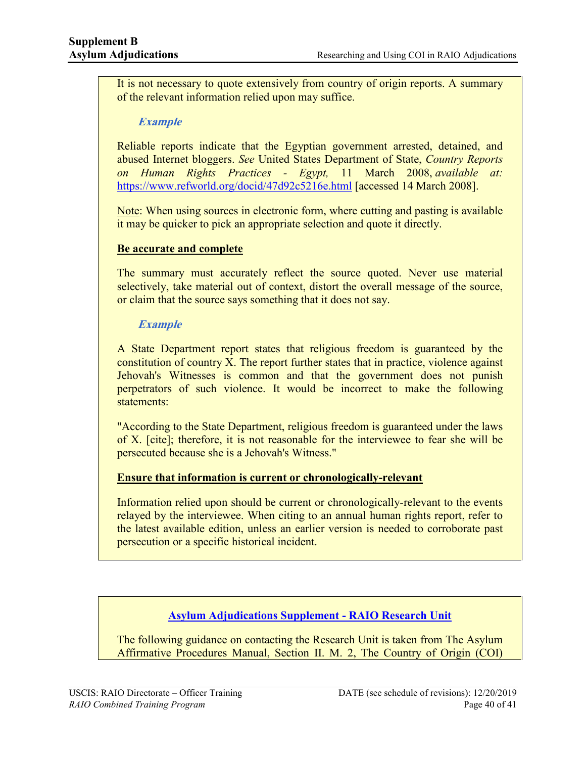It is not necessary to quote extensively from country of origin reports. A summary of the relevant information relied upon may suffice.

***Example***

Reliable reports indicate that the Egyptian government arrested, detained, and abused Internet bloggers. *See* United States Department of State, *Country Reports on Human Rights Practices - Egypt,* 11 March 2008, *available at:* https://www.refworld.org/docid/47d92c5216e.html [accessed 14 March 2008].

Note: When using sources in electronic form, where cutting and pasting is available it may be quicker to pick an appropriate selection and quote it directly.

**Be accurate and complete**

The summary must accurately reflect the source quoted. Never use material selectively, take material out of context, distort the overall message of the source, or claim that the source says something that it does not say.

***Example***

A State Department report states that religious freedom is guaranteed by the constitution of country X. The report further states that in practice, violence against Jehovah's Witnesses is common and that the government does not punish perpetrators of such violence. It would be incorrect to make the following statements:

"According to the State Department, religious freedom is guaranteed under the laws of X. [cite]; therefore, it is not reasonable for the interviewee to fear she will be persecuted because she is a Jehovah's Witness."

**Ensure that information is current or chronologically-relevant**

Information relied upon should be current or chronologically-relevant to the events relayed by the interviewee. When citing to an annual human rights report, refer to the latest available edition, unless an earlier version is needed to corroborate past persecution or a specific historical incident.

**Asylum Adjudications Supplement - RAIO Research Unit**

The following guidance on contacting the Research Unit is taken from The Asylum Affirmative Procedures Manual, Section II. M. 2, The Country of Origin (COI)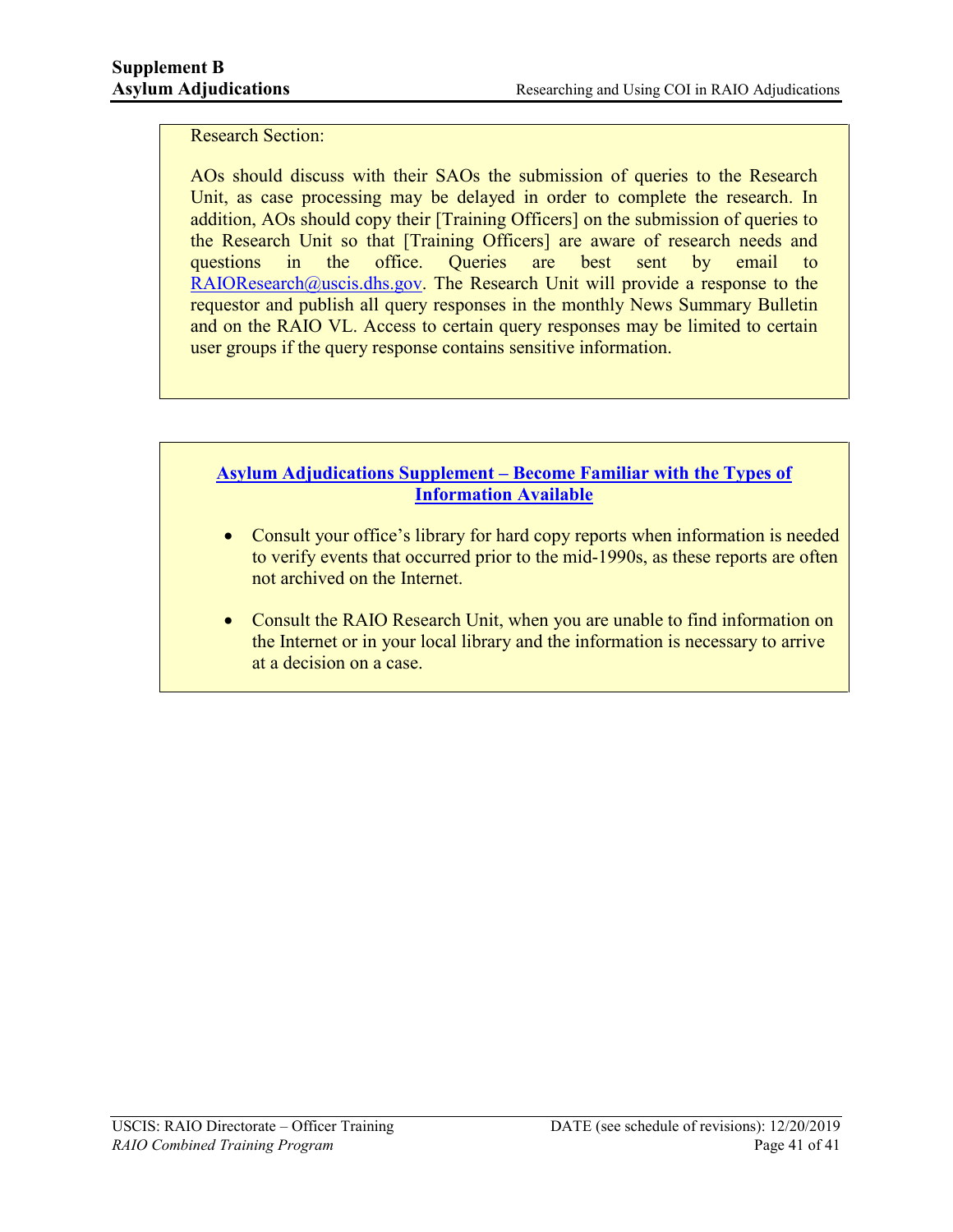Research Section:

AOs should discuss with their SAOs the submission of queries to the Research Unit, as case processing may be delayed in order to complete the research. In addition, AOs should copy their [Training Officers] on the submission of queries to the Research Unit so that [Training Officers] are aware of research needs and questions in the office. Queries are best sent by email to RAIOResearch@uscis.dhs.gov. The Research Unit will provide a response to the requestor and publish all query responses in the monthly News Summary Bulletin and on the RAIO VL. Access to certain query responses may be limited to certain user groups if the query response contains sensitive information.

**Asylum Adjudications Supplement – Become Familiar with the Types of Information Available**

- Consult your office's library for hard copy reports when information is needed to verify events that occurred prior to the mid-1990s, as these reports are often not archived on the Internet.
- Consult the RAIO Research Unit, when you are unable to find information on the Internet or in your local library and the information is necessary to arrive at a decision on a case.